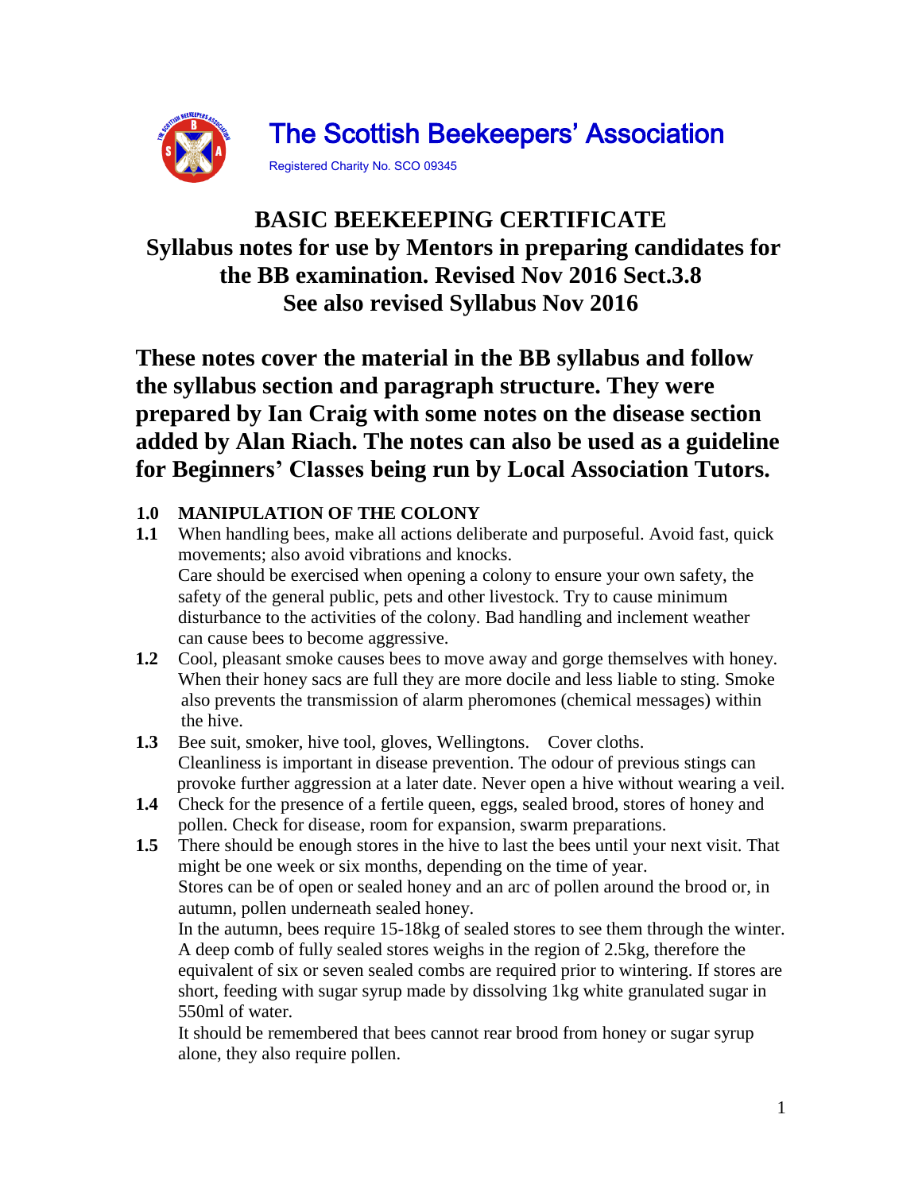# The Scottish Beekeepers' Association

Registered Charity No. SCO 09345

## BASIC BEEKEEPING CERTIFICATE
## Syllabus notes for use by Mentors in preparing candidates for the BB examination. Revised Nov 2016 Sect.3.8
## See also revised Syllabus Nov 2016

**These notes cover the material in the BB syllabus and follow the syllabus section and paragraph structure. They were prepared by Ian Craig with some notes on the disease section added by Alan Riach. The notes can also be used as a guideline for Beginners' Classes being run by Local Association Tutors.**

### 1.0 MANIPULATION OF THE COLONY

**1.1** When handling bees, make all actions deliberate and purposeful. Avoid fast, quick movements; also avoid vibrations and knocks.
Care should be exercised when opening a colony to ensure your own safety, the safety of the general public, pets and other livestock. Try to cause minimum disturbance to the activities of the colony. Bad handling and inclement weather can cause bees to become aggressive.

**1.2** Cool, pleasant smoke causes bees to move away and gorge themselves with honey. When their honey sacs are full they are more docile and less liable to sting. Smoke also prevents the transmission of alarm pheromones (chemical messages) within the hive.

**1.3** Bee suit, smoker, hive tool, gloves, Wellingtons. Cover cloths.
Cleanliness is important in disease prevention. The odour of previous stings can provoke further aggression at a later date. Never open a hive without wearing a veil.

**1.4** Check for the presence of a fertile queen, eggs, sealed brood, stores of honey and pollen. Check for disease, room for expansion, swarm preparations.

**1.5** There should be enough stores in the hive to last the bees until your next visit. That might be one week or six months, depending on the time of year.
Stores can be of open or sealed honey and an arc of pollen around the brood or, in autumn, pollen underneath sealed honey.
In the autumn, bees require 15-18kg of sealed stores to see them through the winter. A deep comb of fully sealed stores weighs in the region of 2.5kg, therefore the equivalent of six or seven sealed combs are required prior to wintering. If stores are short, feeding with sugar syrup made by dissolving 1kg white granulated sugar in 550ml of water.
It should be remembered that bees cannot rear brood from honey or sugar syrup alone, they also require pollen.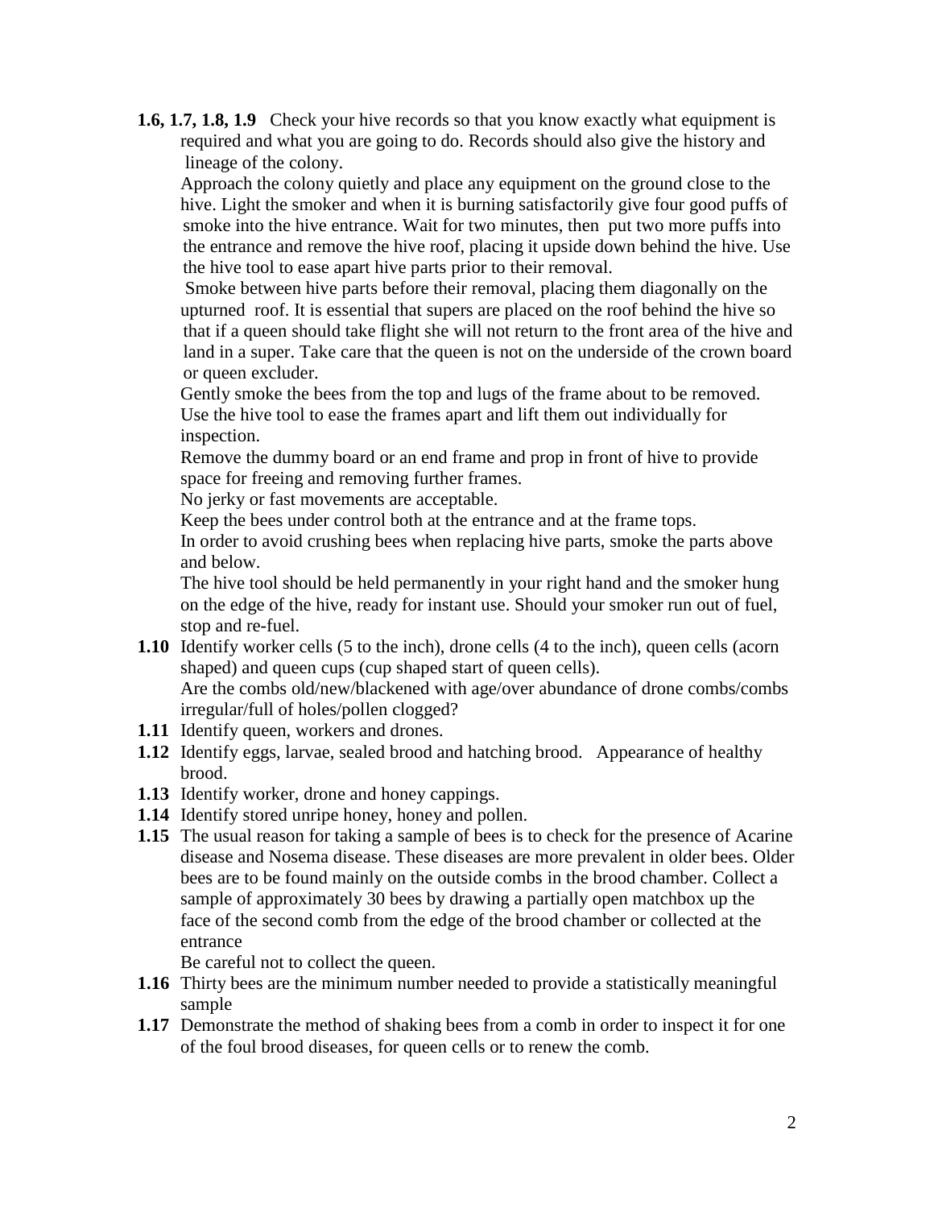**1.6, 1.7, 1.8, 1.9** Check your hive records so that you know exactly what equipment is required and what you are going to do. Records should also give the history and lineage of the colony.

Approach the colony quietly and place any equipment on the ground close to the hive. Light the smoker and when it is burning satisfactorily give four good puffs of smoke into the hive entrance. Wait for two minutes, then put two more puffs into the entrance and remove the hive roof, placing it upside down behind the hive. Use the hive tool to ease apart hive parts prior to their removal.

Smoke between hive parts before their removal, placing them diagonally on the upturned roof. It is essential that supers are placed on the roof behind the hive so that if a queen should take flight she will not return to the front area of the hive and land in a super. Take care that the queen is not on the underside of the crown board or queen excluder.

Gently smoke the bees from the top and lugs of the frame about to be removed. Use the hive tool to ease the frames apart and lift them out individually for inspection.

Remove the dummy board or an end frame and prop in front of hive to provide space for freeing and removing further frames.

No jerky or fast movements are acceptable.

Keep the bees under control both at the entrance and at the frame tops.

In order to avoid crushing bees when replacing hive parts, smoke the parts above and below.

The hive tool should be held permanently in your right hand and the smoker hung on the edge of the hive, ready for instant use. Should your smoker run out of fuel, stop and re-fuel.

**1.10** Identify worker cells (5 to the inch), drone cells (4 to the inch), queen cells (acorn shaped) and queen cups (cup shaped start of queen cells).
Are the combs old/new/blackened with age/over abundance of drone combs/combs irregular/full of holes/pollen clogged?

**1.11** Identify queen, workers and drones.

**1.12** Identify eggs, larvae, sealed brood and hatching brood. Appearance of healthy brood.

**1.13** Identify worker, drone and honey cappings.

**1.14** Identify stored unripe honey, honey and pollen.

**1.15** The usual reason for taking a sample of bees is to check for the presence of Acarine disease and Nosema disease. These diseases are more prevalent in older bees. Older bees are to be found mainly on the outside combs in the brood chamber. Collect a sample of approximately 30 bees by drawing a partially open matchbox up the face of the second comb from the edge of the brood chamber or collected at the entrance

Be careful not to collect the queen.

**1.16** Thirty bees are the minimum number needed to provide a statistically meaningful sample

**1.17** Demonstrate the method of shaking bees from a comb in order to inspect it for one of the foul brood diseases, for queen cells or to renew the comb.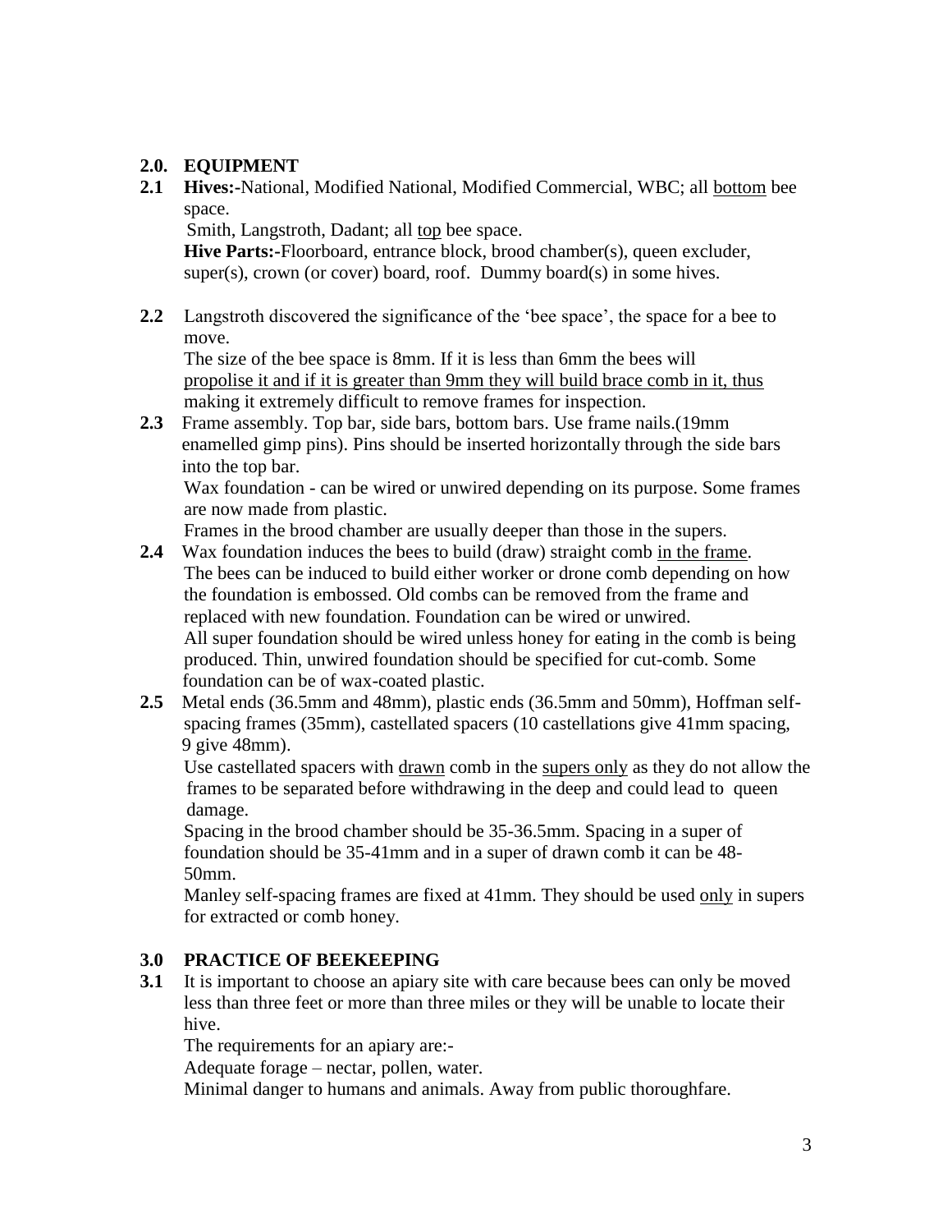## 2.0. EQUIPMENT

**2.1 Hives:-**National, Modified National, Modified Commercial, WBC; all <u>bottom</u> bee space.

Smith, Langstroth, Dadant; all <u>top</u> bee space.

**Hive Parts:-**Floorboard, entrance block, brood chamber(s), queen excluder, super(s), crown (or cover) board, roof. Dummy board(s) in some hives.

**2.2** Langstroth discovered the significance of the 'bee space', the space for a bee to move.

The size of the bee space is 8mm. If it is less than 6mm the bees will <u>propolise it and if it is greater than 9mm they will build brace comb in it, thus</u> making it extremely difficult to remove frames for inspection.

**2.3** Frame assembly. Top bar, side bars, bottom bars. Use frame nails.(19mm enamelled gimp pins). Pins should be inserted horizontally through the side bars into the top bar.

Wax foundation - can be wired or unwired depending on its purpose. Some frames are now made from plastic.

Frames in the brood chamber are usually deeper than those in the supers.

**2.4** Wax foundation induces the bees to build (draw) straight comb <u>in the frame</u>. The bees can be induced to build either worker or drone comb depending on how the foundation is embossed. Old combs can be removed from the frame and replaced with new foundation. Foundation can be wired or unwired.

All super foundation should be wired unless honey for eating in the comb is being produced. Thin, unwired foundation should be specified for cut-comb. Some foundation can be of wax-coated plastic.

**2.5** Metal ends (36.5mm and 48mm), plastic ends (36.5mm and 50mm), Hoffman self-spacing frames (35mm), castellated spacers (10 castellations give 41mm spacing, 9 give 48mm).

Use castellated spacers with <u>drawn</u> comb in the <u>supers only</u> as they do not allow the frames to be separated before withdrawing in the deep and could lead to queen damage.

Spacing in the brood chamber should be 35-36.5mm. Spacing in a super of foundation should be 35-41mm and in a super of drawn comb it can be 48-50mm.

Manley self-spacing frames are fixed at 41mm. They should be used <u>only</u> in supers for extracted or comb honey.

## 3.0 PRACTICE OF BEEKEEPING

**3.1** It is important to choose an apiary site with care because bees can only be moved less than three feet or more than three miles or they will be unable to locate their hive.

The requirements for an apiary are:-

Adequate forage – nectar, pollen, water.

Minimal danger to humans and animals. Away from public thoroughfare.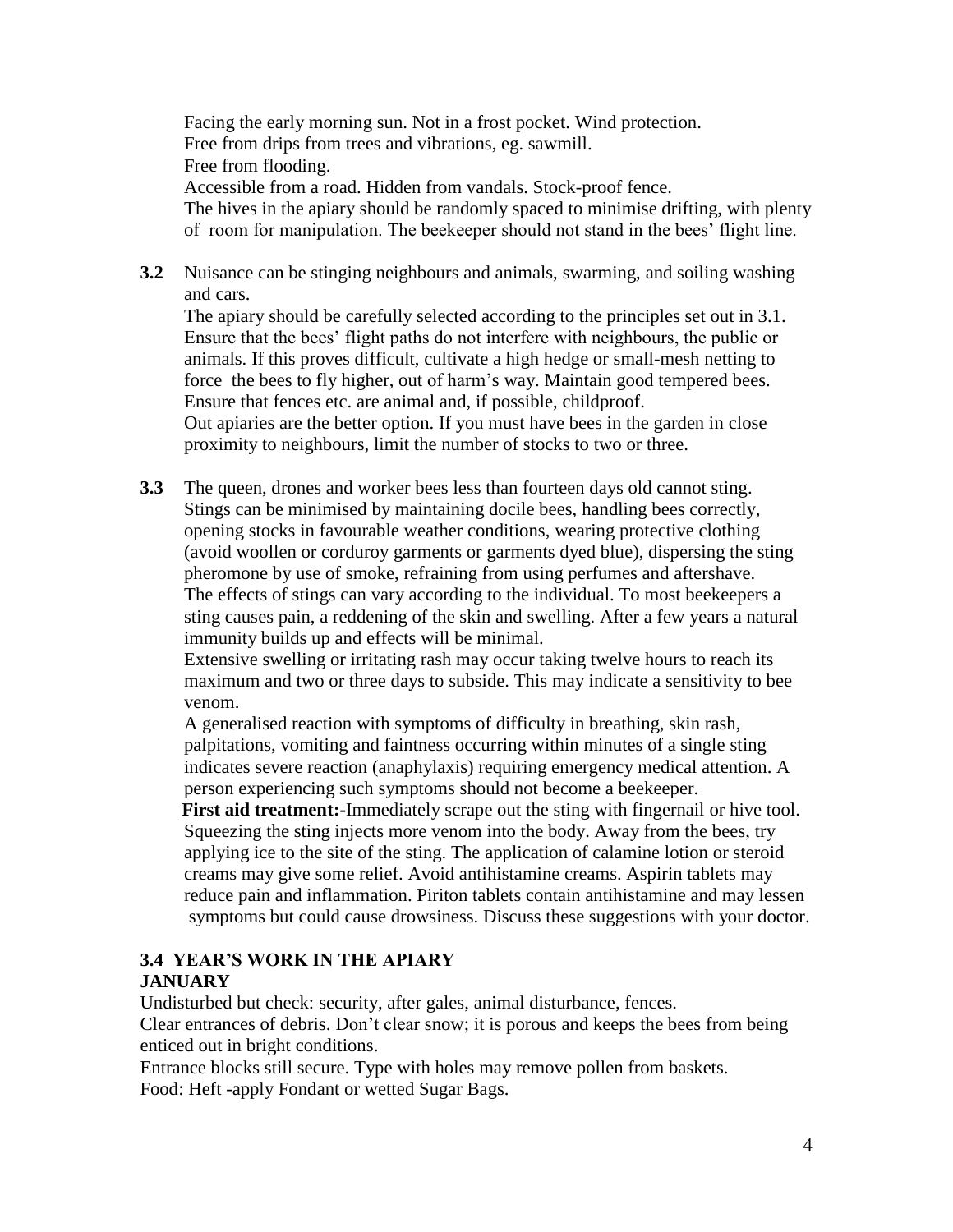Facing the early morning sun. Not in a frost pocket. Wind protection.
Free from drips from trees and vibrations, eg. sawmill.
Free from flooding.
Accessible from a road. Hidden from vandals. Stock-proof fence.
The hives in the apiary should be randomly spaced to minimise drifting, with plenty of room for manipulation. The beekeeper should not stand in the bees' flight line.

**3.2** Nuisance can be stinging neighbours and animals, swarming, and soiling washing and cars.
The apiary should be carefully selected according to the principles set out in 3.1. Ensure that the bees' flight paths do not interfere with neighbours, the public or animals. If this proves difficult, cultivate a high hedge or small-mesh netting to force the bees to fly higher, out of harm's way. Maintain good tempered bees. Ensure that fences etc. are animal and, if possible, childproof.
Out apiaries are the better option. If you must have bees in the garden in close proximity to neighbours, limit the number of stocks to two or three.

**3.3** The queen, drones and worker bees less than fourteen days old cannot sting. Stings can be minimised by maintaining docile bees, handling bees correctly, opening stocks in favourable weather conditions, wearing protective clothing (avoid woollen or corduroy garments or garments dyed blue), dispersing the sting pheromone by use of smoke, refraining from using perfumes and aftershave.
The effects of stings can vary according to the individual. To most beekeepers a sting causes pain, a reddening of the skin and swelling. After a few years a natural immunity builds up and effects will be minimal.
Extensive swelling or irritating rash may occur taking twelve hours to reach its maximum and two or three days to subside. This may indicate a sensitivity to bee venom.
A generalised reaction with symptoms of difficulty in breathing, skin rash, palpitations, vomiting and faintness occurring within minutes of a single sting indicates severe reaction (anaphylaxis) requiring emergency medical attention. A person experiencing such symptoms should not become a beekeeper.
**First aid treatment:-**Immediately scrape out the sting with fingernail or hive tool. Squeezing the sting injects more venom into the body. Away from the bees, try applying ice to the site of the sting. The application of calamine lotion or steroid creams may give some relief. Avoid antihistamine creams. Aspirin tablets may reduce pain and inflammation. Piriton tablets contain antihistamine and may lessen symptoms but could cause drowsiness. Discuss these suggestions with your doctor.

### 3.4 YEAR'S WORK IN THE APIARY

**JANUARY**

Undisturbed but check: security, after gales, animal disturbance, fences.
Clear entrances of debris. Don't clear snow; it is porous and keeps the bees from being enticed out in bright conditions.
Entrance blocks still secure. Type with holes may remove pollen from baskets.
Food: Heft -apply Fondant or wetted Sugar Bags.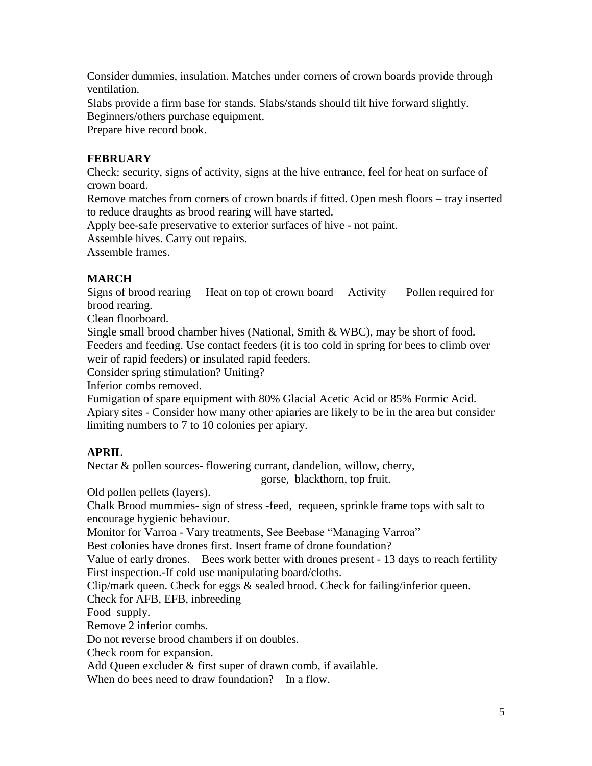Consider dummies, insulation. Matches under corners of crown boards provide through ventilation.

Slabs provide a firm base for stands. Slabs/stands should tilt hive forward slightly.

Beginners/others purchase equipment.

Prepare hive record book.

### FEBRUARY

Check: security, signs of activity, signs at the hive entrance, feel for heat on surface of crown board.

Remove matches from corners of crown boards if fitted. Open mesh floors – tray inserted to reduce draughts as brood rearing will have started.

Apply bee-safe preservative to exterior surfaces of hive - not paint.

Assemble hives. Carry out repairs.

Assemble frames.

### MARCH

Signs of brood rearing     Heat on top of crown board     Activity     Pollen required for brood rearing.

Clean floorboard.

Single small brood chamber hives (National, Smith & WBC), may be short of food.

Feeders and feeding. Use contact feeders (it is too cold in spring for bees to climb over weir of rapid feeders) or insulated rapid feeders.

Consider spring stimulation? Uniting?

Inferior combs removed.

Fumigation of spare equipment with 80% Glacial Acetic Acid or 85% Formic Acid.

Apiary sites - Consider how many other apiaries are likely to be in the area but consider limiting numbers to 7 to 10 colonies per apiary.

### APRIL

Nectar & pollen sources- flowering currant, dandelion, willow, cherry, gorse, blackthorn, top fruit.

Old pollen pellets (layers).

Chalk Brood mummies- sign of stress -feed, requeen, sprinkle frame tops with salt to encourage hygienic behaviour.

Monitor for Varroa - Vary treatments, See Beebase "Managing Varroa"

Best colonies have drones first. Insert frame of drone foundation?

Value of early drones.   Bees work better with drones present - 13 days to reach fertility

First inspection.-If cold use manipulating board/cloths.

Clip/mark queen. Check for eggs & sealed brood. Check for failing/inferior queen.

Check for AFB, EFB, inbreeding

Food supply.

Remove 2 inferior combs.

Do not reverse brood chambers if on doubles.

Check room for expansion.

Add Queen excluder & first super of drawn comb, if available.

When do bees need to draw foundation? – In a flow.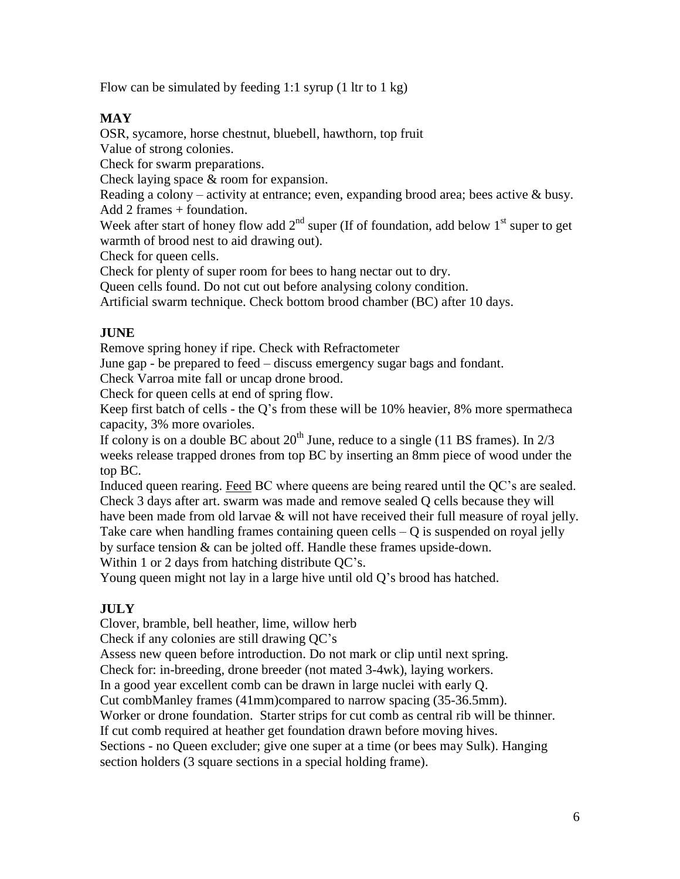Flow can be simulated by feeding 1:1 syrup (1 ltr to 1 kg)

**MAY**

OSR, sycamore, horse chestnut, bluebell, hawthorn, top fruit
Value of strong colonies.
Check for swarm preparations.
Check laying space & room for expansion.
Reading a colony – activity at entrance; even, expanding brood area; bees active & busy.
Add 2 frames + foundation.
Week after start of honey flow add 2nd super (If of foundation, add below 1st super to get warmth of brood nest to aid drawing out).
Check for queen cells.
Check for plenty of super room for bees to hang nectar out to dry.
Queen cells found. Do not cut out before analysing colony condition.
Artificial swarm technique. Check bottom brood chamber (BC) after 10 days.

**JUNE**

Remove spring honey if ripe. Check with Refractometer
June gap - be prepared to feed – discuss emergency sugar bags and fondant.
Check Varroa mite fall or uncap drone brood.
Check for queen cells at end of spring flow.
Keep first batch of cells - the Q's from these will be 10% heavier, 8% more spermatheca capacity, 3% more ovarioles.
If colony is on a double BC about 20th June, reduce to a single (11 BS frames). In 2/3 weeks release trapped drones from top BC by inserting an 8mm piece of wood under the top BC.
Induced queen rearing. Feed BC where queens are being reared until the QC's are sealed.
Check 3 days after art. swarm was made and remove sealed Q cells because they will have been made from old larvae & will not have received their full measure of royal jelly.
Take care when handling frames containing queen cells – Q is suspended on royal jelly by surface tension & can be jolted off. Handle these frames upside-down.
Within 1 or 2 days from hatching distribute QC's.
Young queen might not lay in a large hive until old Q's brood has hatched.

**JULY**

Clover, bramble, bell heather, lime, willow herb
Check if any colonies are still drawing QC's
Assess new queen before introduction. Do not mark or clip until next spring.
Check for: in-breeding, drone breeder (not mated 3-4wk), laying workers.
In a good year excellent comb can be drawn in large nuclei with early Q.
Cut combManley frames (41mm)compared to narrow spacing (35-36.5mm).
Worker or drone foundation. Starter strips for cut comb as central rib will be thinner.
If cut comb required at heather get foundation drawn before moving hives.
Sections - no Queen excluder; give one super at a time (or bees may Sulk). Hanging section holders (3 square sections in a special holding frame).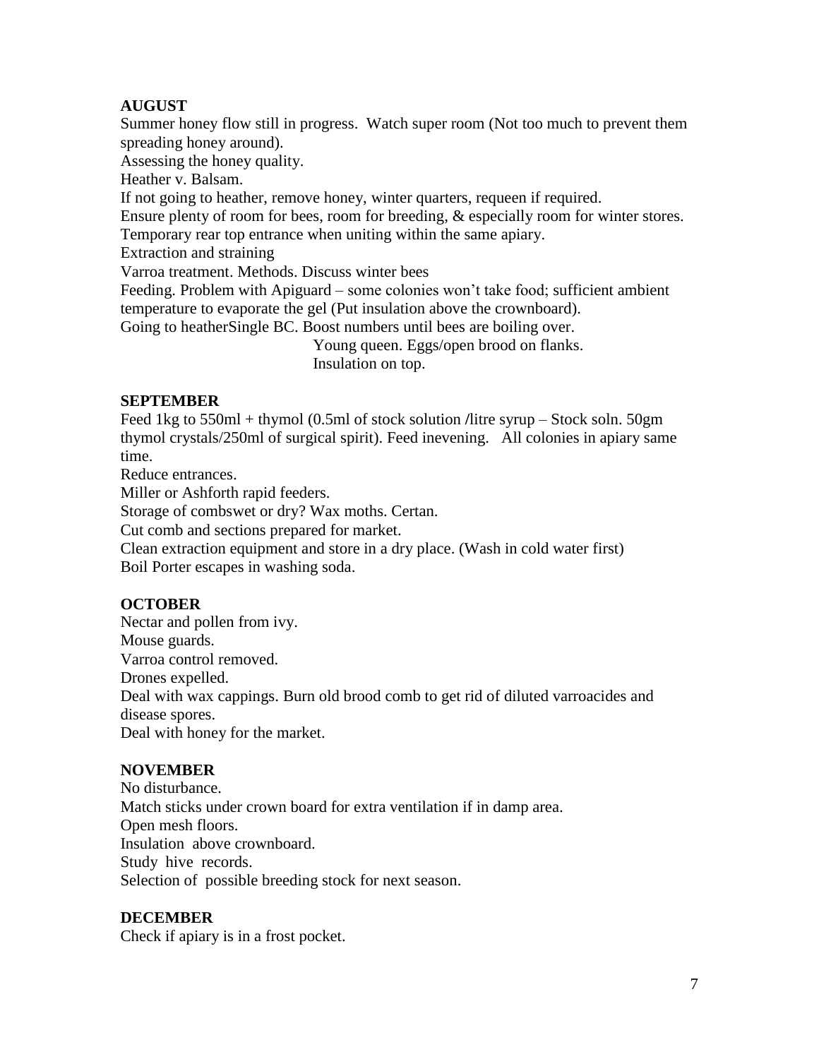**AUGUST**

Summer honey flow still in progress. Watch super room (Not too much to prevent them spreading honey around).

Assessing the honey quality.

Heather v. Balsam.

If not going to heather, remove honey, winter quarters, requeen if required.

Ensure plenty of room for bees, room for breeding, & especially room for winter stores.

Temporary rear top entrance when uniting within the same apiary.

Extraction and straining

Varroa treatment. Methods. Discuss winter bees

Feeding. Problem with Apiguard – some colonies won't take food; sufficient ambient temperature to evaporate the gel (Put insulation above the crownboard).

Going to heatherSingle BC. Boost numbers until bees are boiling over.
Young queen. Eggs/open brood on flanks.
Insulation on top.

**SEPTEMBER**

Feed 1kg to 550ml + thymol (0.5ml of stock solution /litre syrup – Stock soln. 50gm thymol crystals/250ml of surgical spirit). Feed inevening. All colonies in apiary same time.

Reduce entrances.

Miller or Ashforth rapid feeders.

Storage of combswet or dry? Wax moths. Certan.

Cut comb and sections prepared for market.

Clean extraction equipment and store in a dry place. (Wash in cold water first)

Boil Porter escapes in washing soda.

**OCTOBER**

Nectar and pollen from ivy.

Mouse guards.

Varroa control removed.

Drones expelled.

Deal with wax cappings. Burn old brood comb to get rid of diluted varroacides and disease spores.

Deal with honey for the market.

**NOVEMBER**

No disturbance.

Match sticks under crown board for extra ventilation if in damp area.

Open mesh floors.

Insulation above crownboard.

Study hive records.

Selection of possible breeding stock for next season.

**DECEMBER**

Check if apiary is in a frost pocket.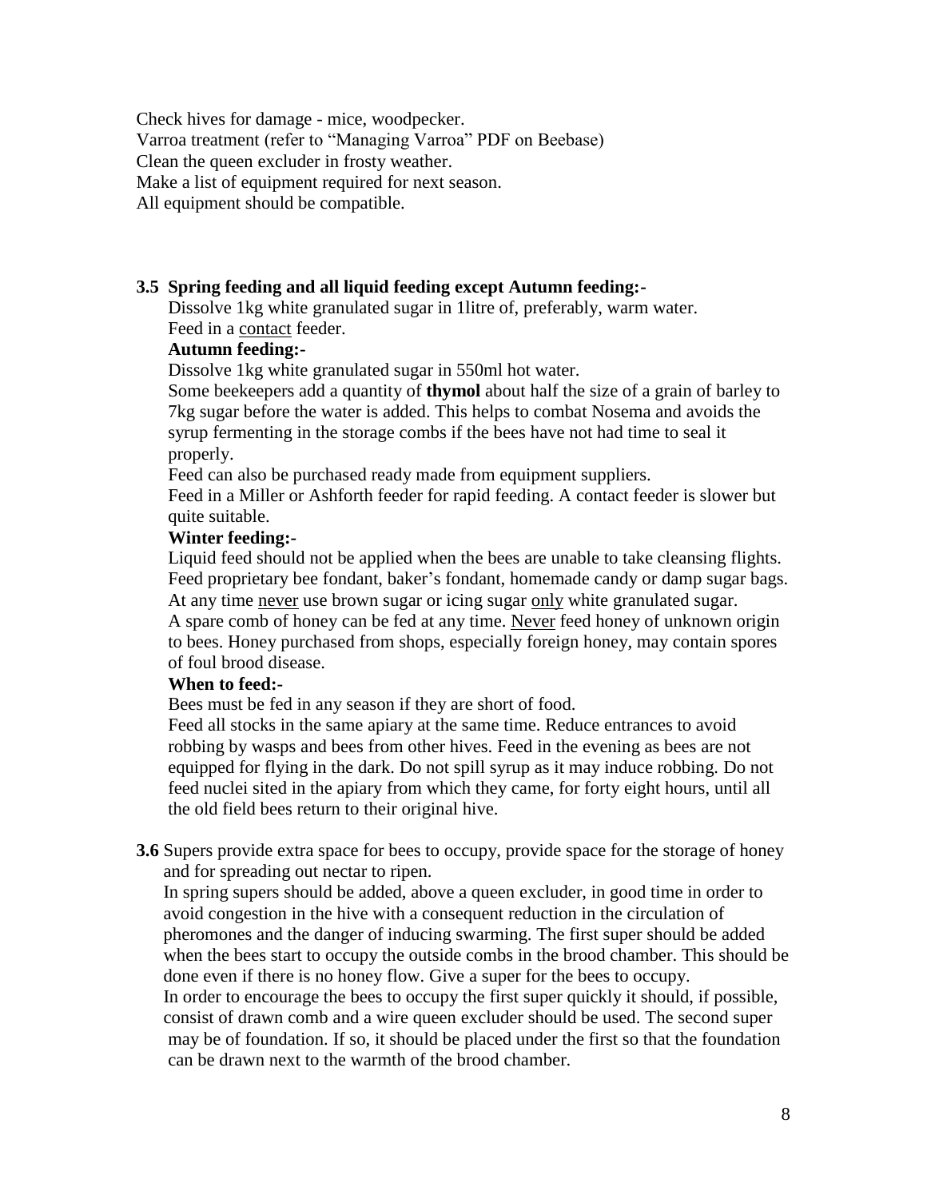Check hives for damage - mice, woodpecker.
Varroa treatment (refer to "Managing Varroa" PDF on Beebase)
Clean the queen excluder in frosty weather.
Make a list of equipment required for next season.
All equipment should be compatible.

**3.5 Spring feeding and all liquid feeding except Autumn feeding:-**

Dissolve 1kg white granulated sugar in 1litre of, preferably, warm water.
Feed in a <u>contact</u> feeder.

**Autumn feeding:-**

Dissolve 1kg white granulated sugar in 550ml hot water.
Some beekeepers add a quantity of **thymol** about half the size of a grain of barley to 7kg sugar before the water is added. This helps to combat Nosema and avoids the syrup fermenting in the storage combs if the bees have not had time to seal it properly.
Feed can also be purchased ready made from equipment suppliers.
Feed in a Miller or Ashforth feeder for rapid feeding. A contact feeder is slower but quite suitable.

**Winter feeding:-**

Liquid feed should not be applied when the bees are unable to take cleansing flights.
Feed proprietary bee fondant, baker's fondant, homemade candy or damp sugar bags.
At any time <u>never</u> use brown sugar or icing sugar <u>only</u> white granulated sugar.
A spare comb of honey can be fed at any time. <u>Never</u> feed honey of unknown origin to bees. Honey purchased from shops, especially foreign honey, may contain spores of foul brood disease.

**When to feed:-**

Bees must be fed in any season if they are short of food.
Feed all stocks in the same apiary at the same time. Reduce entrances to avoid robbing by wasps and bees from other hives. Feed in the evening as bees are not equipped for flying in the dark. Do not spill syrup as it may induce robbing. Do not feed nuclei sited in the apiary from which they came, for forty eight hours, until all the old field bees return to their original hive.

**3.6** Supers provide extra space for bees to occupy, provide space for the storage of honey and for spreading out nectar to ripen.
In spring supers should be added, above a queen excluder, in good time in order to avoid congestion in the hive with a consequent reduction in the circulation of pheromones and the danger of inducing swarming. The first super should be added when the bees start to occupy the outside combs in the brood chamber. This should be done even if there is no honey flow. Give a super for the bees to occupy.
In order to encourage the bees to occupy the first super quickly it should, if possible, consist of drawn comb and a wire queen excluder should be used. The second super may be of foundation. If so, it should be placed under the first so that the foundation can be drawn next to the warmth of the brood chamber.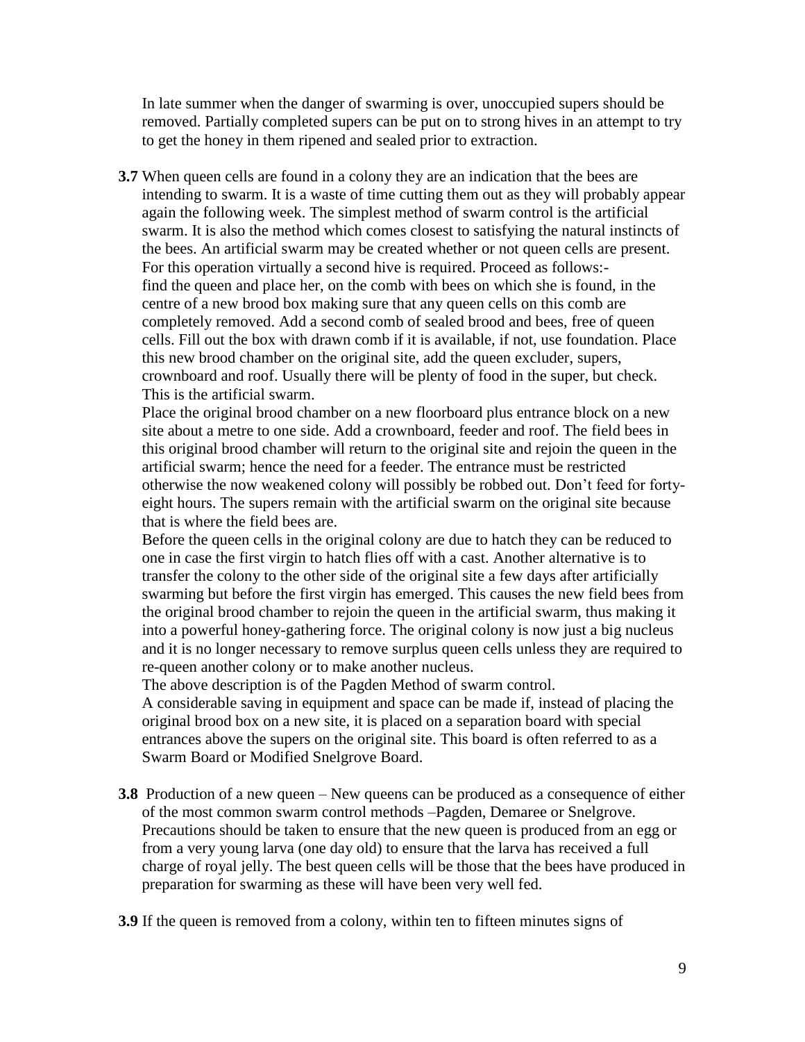In late summer when the danger of swarming is over, unoccupied supers should be removed. Partially completed supers can be put on to strong hives in an attempt to try to get the honey in them ripened and sealed prior to extraction.

**3.7** When queen cells are found in a colony they are an indication that the bees are intending to swarm. It is a waste of time cutting them out as they will probably appear again the following week. The simplest method of swarm control is the artificial swarm. It is also the method which comes closest to satisfying the natural instincts of the bees. An artificial swarm may be created whether or not queen cells are present. For this operation virtually a second hive is required. Proceed as follows:-
find the queen and place her, on the comb with bees on which she is found, in the centre of a new brood box making sure that any queen cells on this comb are completely removed. Add a second comb of sealed brood and bees, free of queen cells. Fill out the box with drawn comb if it is available, if not, use foundation. Place this new brood chamber on the original site, add the queen excluder, supers, crownboard and roof. Usually there will be plenty of food in the super, but check. This is the artificial swarm.
Place the original brood chamber on a new floorboard plus entrance block on a new site about a metre to one side. Add a crownboard, feeder and roof. The field bees in this original brood chamber will return to the original site and rejoin the queen in the artificial swarm; hence the need for a feeder. The entrance must be restricted otherwise the now weakened colony will possibly be robbed out. Don't feed for forty-eight hours. The supers remain with the artificial swarm on the original site because that is where the field bees are.
Before the queen cells in the original colony are due to hatch they can be reduced to one in case the first virgin to hatch flies off with a cast. Another alternative is to transfer the colony to the other side of the original site a few days after artificially swarming but before the first virgin has emerged. This causes the new field bees from the original brood chamber to rejoin the queen in the artificial swarm, thus making it into a powerful honey-gathering force. The original colony is now just a big nucleus and it is no longer necessary to remove surplus queen cells unless they are required to re-queen another colony or to make another nucleus.
The above description is of the Pagden Method of swarm control.
A considerable saving in equipment and space can be made if, instead of placing the original brood box on a new site, it is placed on a separation board with special entrances above the supers on the original site. This board is often referred to as a Swarm Board or Modified Snelgrove Board.

**3.8** Production of a new queen – New queens can be produced as a consequence of either of the most common swarm control methods –Pagden, Demaree or Snelgrove. Precautions should be taken to ensure that the new queen is produced from an egg or from a very young larva (one day old) to ensure that the larva has received a full charge of royal jelly. The best queen cells will be those that the bees have produced in preparation for swarming as these will have been very well fed.

**3.9** If the queen is removed from a colony, within ten to fifteen minutes signs of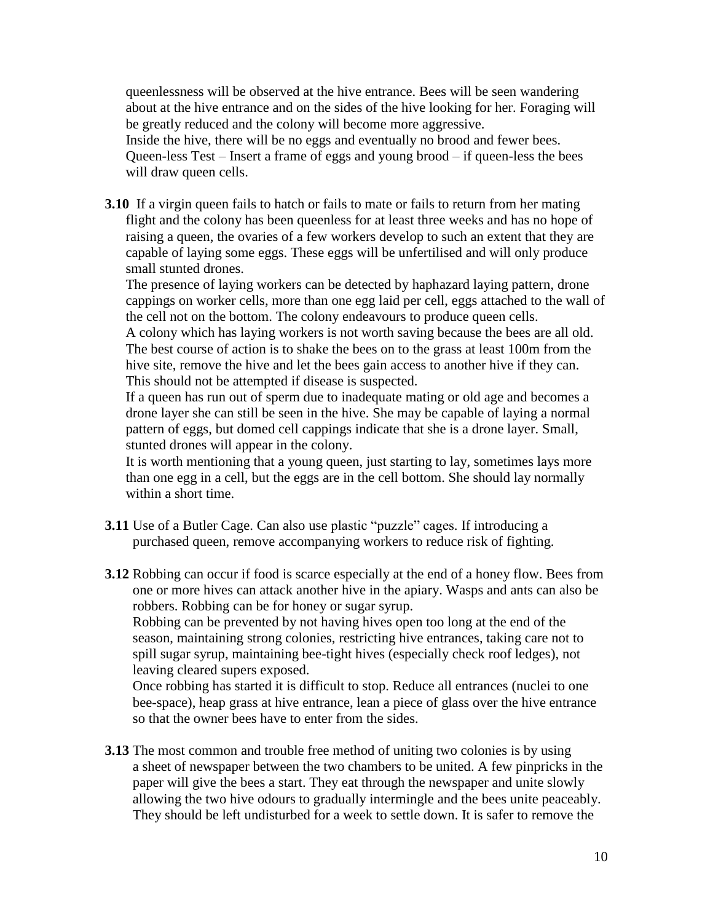queenlessness will be observed at the hive entrance. Bees will be seen wandering about at the hive entrance and on the sides of the hive looking for her. Foraging will be greatly reduced and the colony will become more aggressive.
Inside the hive, there will be no eggs and eventually no brood and fewer bees.
Queen-less Test – Insert a frame of eggs and young brood – if queen-less the bees will draw queen cells.

**3.10** If a virgin queen fails to hatch or fails to mate or fails to return from her mating flight and the colony has been queenless for at least three weeks and has no hope of raising a queen, the ovaries of a few workers develop to such an extent that they are capable of laying some eggs. These eggs will be unfertilised and will only produce small stunted drones.
The presence of laying workers can be detected by haphazard laying pattern, drone cappings on worker cells, more than one egg laid per cell, eggs attached to the wall of the cell not on the bottom. The colony endeavours to produce queen cells.
A colony which has laying workers is not worth saving because the bees are all old. The best course of action is to shake the bees on to the grass at least 100m from the hive site, remove the hive and let the bees gain access to another hive if they can. This should not be attempted if disease is suspected.
If a queen has run out of sperm due to inadequate mating or old age and becomes a drone layer she can still be seen in the hive. She may be capable of laying a normal pattern of eggs, but domed cell cappings indicate that she is a drone layer. Small, stunted drones will appear in the colony.
It is worth mentioning that a young queen, just starting to lay, sometimes lays more than one egg in a cell, but the eggs are in the cell bottom. She should lay normally within a short time.

**3.11** Use of a Butler Cage. Can also use plastic "puzzle" cages. If introducing a purchased queen, remove accompanying workers to reduce risk of fighting.

**3.12** Robbing can occur if food is scarce especially at the end of a honey flow. Bees from one or more hives can attack another hive in the apiary. Wasps and ants can also be robbers. Robbing can be for honey or sugar syrup.
Robbing can be prevented by not having hives open too long at the end of the season, maintaining strong colonies, restricting hive entrances, taking care not to spill sugar syrup, maintaining bee-tight hives (especially check roof ledges), not leaving cleared supers exposed.
Once robbing has started it is difficult to stop. Reduce all entrances (nuclei to one bee-space), heap grass at hive entrance, lean a piece of glass over the hive entrance so that the owner bees have to enter from the sides.

**3.13** The most common and trouble free method of uniting two colonies is by using a sheet of newspaper between the two chambers to be united. A few pinpricks in the paper will give the bees a start. They eat through the newspaper and unite slowly allowing the two hive odours to gradually intermingle and the bees unite peaceably. They should be left undisturbed for a week to settle down. It is safer to remove the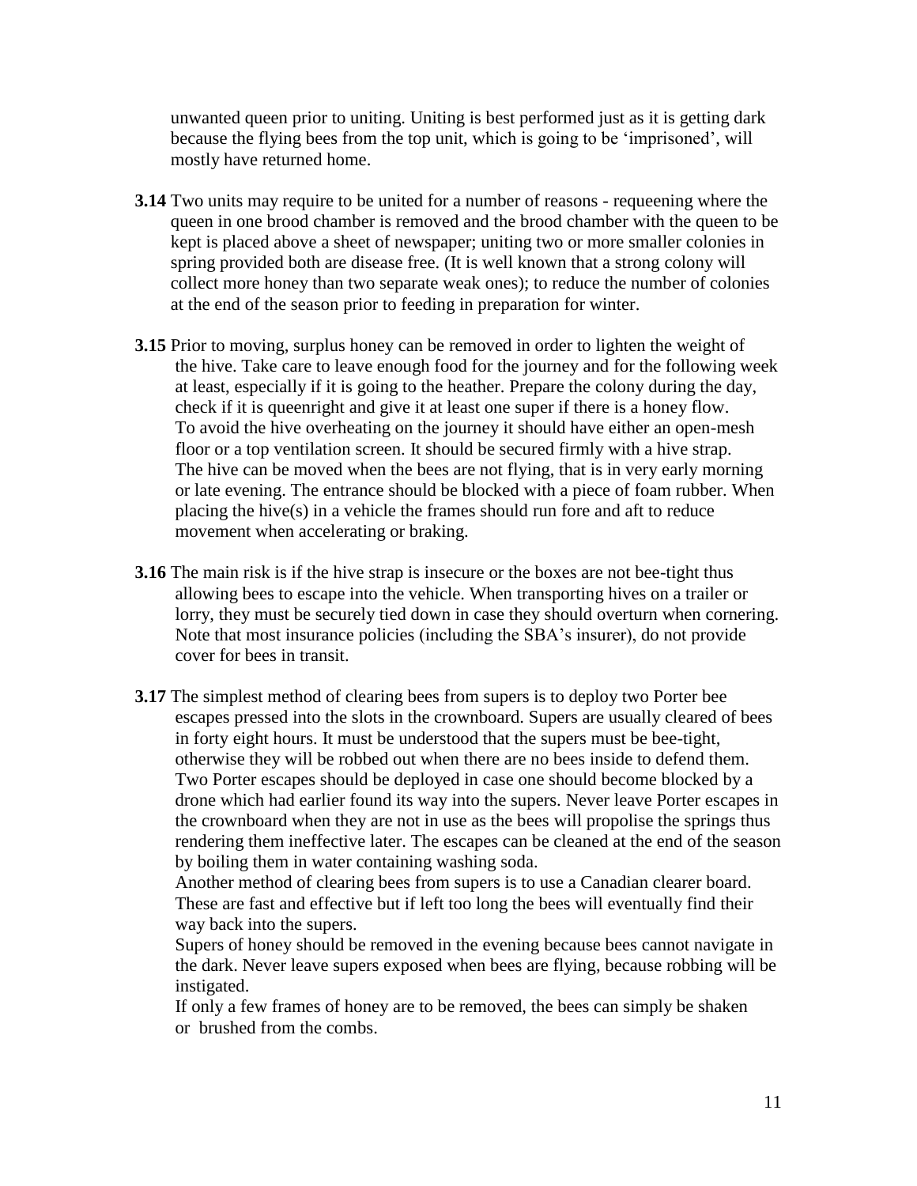unwanted queen prior to uniting. Uniting is best performed just as it is getting dark because the flying bees from the top unit, which is going to be 'imprisoned', will mostly have returned home.

**3.14** Two units may require to be united for a number of reasons - requeening where the queen in one brood chamber is removed and the brood chamber with the queen to be kept is placed above a sheet of newspaper; uniting two or more smaller colonies in spring provided both are disease free. (It is well known that a strong colony will collect more honey than two separate weak ones); to reduce the number of colonies at the end of the season prior to feeding in preparation for winter.

**3.15** Prior to moving, surplus honey can be removed in order to lighten the weight of the hive. Take care to leave enough food for the journey and for the following week at least, especially if it is going to the heather. Prepare the colony during the day, check if it is queenright and give it at least one super if there is a honey flow. To avoid the hive overheating on the journey it should have either an open-mesh floor or a top ventilation screen. It should be secured firmly with a hive strap. The hive can be moved when the bees are not flying, that is in very early morning or late evening. The entrance should be blocked with a piece of foam rubber. When placing the hive(s) in a vehicle the frames should run fore and aft to reduce movement when accelerating or braking.

**3.16** The main risk is if the hive strap is insecure or the boxes are not bee-tight thus allowing bees to escape into the vehicle. When transporting hives on a trailer or lorry, they must be securely tied down in case they should overturn when cornering. Note that most insurance policies (including the SBA's insurer), do not provide cover for bees in transit.

**3.17** The simplest method of clearing bees from supers is to deploy two Porter bee escapes pressed into the slots in the crownboard. Supers are usually cleared of bees in forty eight hours. It must be understood that the supers must be bee-tight, otherwise they will be robbed out when there are no bees inside to defend them. Two Porter escapes should be deployed in case one should become blocked by a drone which had earlier found its way into the supers. Never leave Porter escapes in the crownboard when they are not in use as the bees will propolise the springs thus rendering them ineffective later. The escapes can be cleaned at the end of the season by boiling them in water containing washing soda.

Another method of clearing bees from supers is to use a Canadian clearer board. These are fast and effective but if left too long the bees will eventually find their way back into the supers.

Supers of honey should be removed in the evening because bees cannot navigate in the dark. Never leave supers exposed when bees are flying, because robbing will be instigated.

If only a few frames of honey are to be removed, the bees can simply be shaken or brushed from the combs.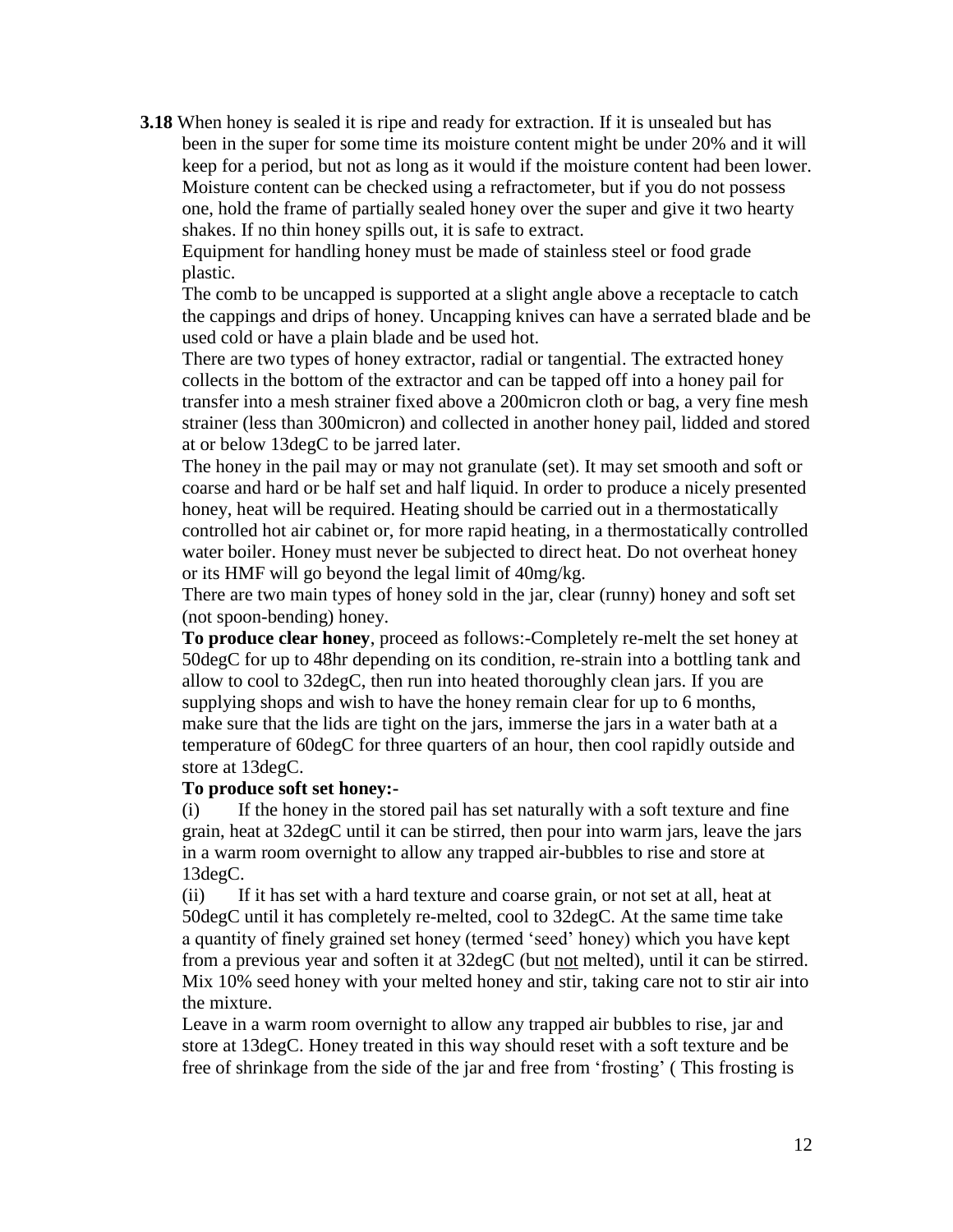**3.18** When honey is sealed it is ripe and ready for extraction. If it is unsealed but has been in the super for some time its moisture content might be under 20% and it will keep for a period, but not as long as it would if the moisture content had been lower. Moisture content can be checked using a refractometer, but if you do not possess one, hold the frame of partially sealed honey over the super and give it two hearty shakes. If no thin honey spills out, it is safe to extract.

Equipment for handling honey must be made of stainless steel or food grade plastic.

The comb to be uncapped is supported at a slight angle above a receptacle to catch the cappings and drips of honey. Uncapping knives can have a serrated blade and be used cold or have a plain blade and be used hot.

There are two types of honey extractor, radial or tangential. The extracted honey collects in the bottom of the extractor and can be tapped off into a honey pail for transfer into a mesh strainer fixed above a 200micron cloth or bag, a very fine mesh strainer (less than 300micron) and collected in another honey pail, lidded and stored at or below 13degC to be jarred later.

The honey in the pail may or may not granulate (set). It may set smooth and soft or coarse and hard or be half set and half liquid. In order to produce a nicely presented honey, heat will be required. Heating should be carried out in a thermostatically controlled hot air cabinet or, for more rapid heating, in a thermostatically controlled water boiler. Honey must never be subjected to direct heat. Do not overheat honey or its HMF will go beyond the legal limit of 40mg/kg.

There are two main types of honey sold in the jar, clear (runny) honey and soft set (not spoon-bending) honey.

**To produce clear honey**, proceed as follows:-Completely re-melt the set honey at 50degC for up to 48hr depending on its condition, re-strain into a bottling tank and allow to cool to 32degC, then run into heated thoroughly clean jars. If you are supplying shops and wish to have the honey remain clear for up to 6 months, make sure that the lids are tight on the jars, immerse the jars in a water bath at a temperature of 60degC for three quarters of an hour, then cool rapidly outside and store at 13degC.

**To produce soft set honey:-**

(i) If the honey in the stored pail has set naturally with a soft texture and fine grain, heat at 32degC until it can be stirred, then pour into warm jars, leave the jars in a warm room overnight to allow any trapped air-bubbles to rise and store at 13degC.

(ii) If it has set with a hard texture and coarse grain, or not set at all, heat at 50degC until it has completely re-melted, cool to 32degC. At the same time take a quantity of finely grained set honey (termed 'seed' honey) which you have kept from a previous year and soften it at 32degC (but <u>not</u> melted), until it can be stirred. Mix 10% seed honey with your melted honey and stir, taking care not to stir air into the mixture.

Leave in a warm room overnight to allow any trapped air bubbles to rise, jar and store at 13degC. Honey treated in this way should reset with a soft texture and be free of shrinkage from the side of the jar and free from 'frosting' ( This frosting is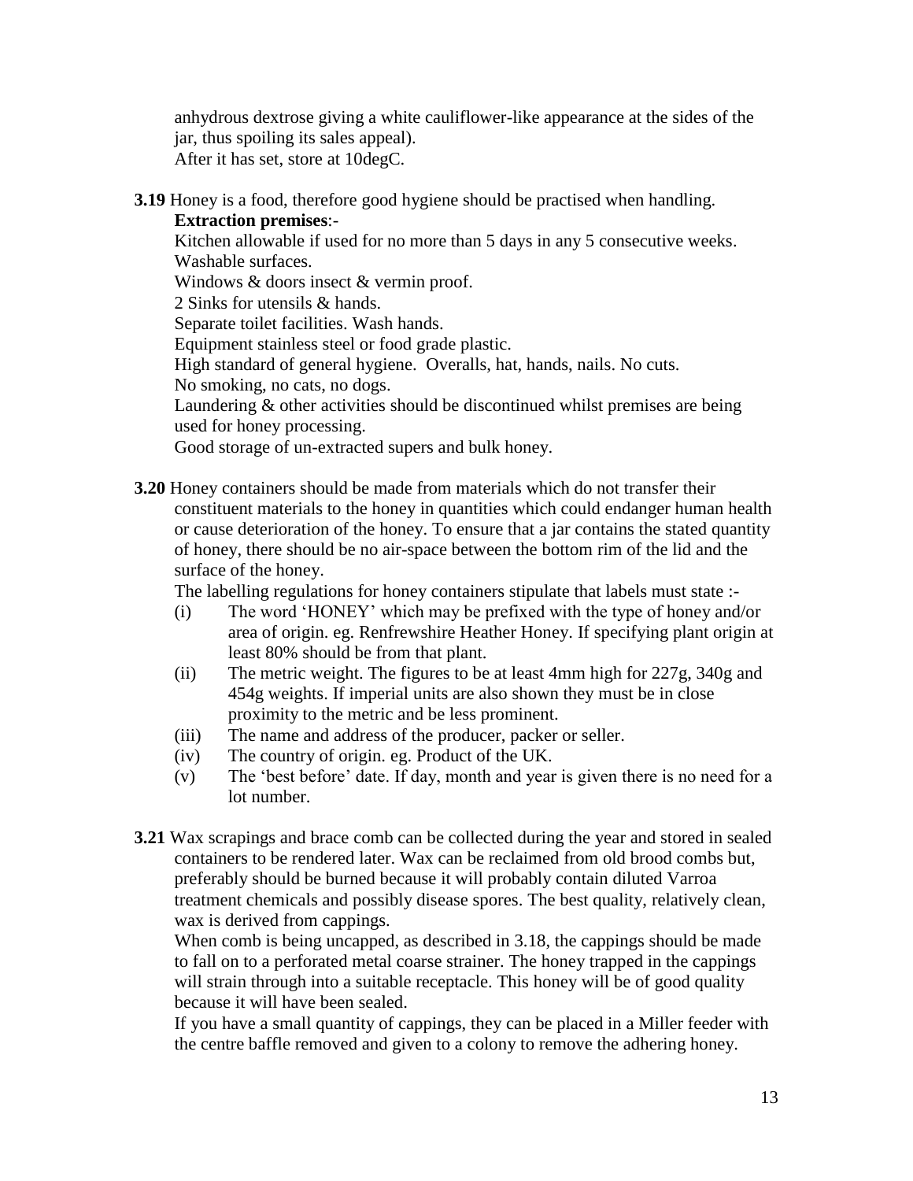anhydrous dextrose giving a white cauliflower-like appearance at the sides of the jar, thus spoiling its sales appeal).
After it has set, store at 10degC.

**3.19** Honey is a food, therefore good hygiene should be practised when handling.
**Extraction premises**:-
Kitchen allowable if used for no more than 5 days in any 5 consecutive weeks.
Washable surfaces.
Windows & doors insect & vermin proof.
2 Sinks for utensils & hands.
Separate toilet facilities. Wash hands.
Equipment stainless steel or food grade plastic.
High standard of general hygiene. Overalls, hat, hands, nails. No cuts.
No smoking, no cats, no dogs.
Laundering & other activities should be discontinued whilst premises are being used for honey processing.
Good storage of un-extracted supers and bulk honey.

**3.20** Honey containers should be made from materials which do not transfer their constituent materials to the honey in quantities which could endanger human health or cause deterioration of the honey. To ensure that a jar contains the stated quantity of honey, there should be no air-space between the bottom rim of the lid and the surface of the honey.
The labelling regulations for honey containers stipulate that labels must state :-

(i) The word 'HONEY' which may be prefixed with the type of honey and/or area of origin. eg. Renfrewshire Heather Honey. If specifying plant origin at least 80% should be from that plant.
(ii) The metric weight. The figures to be at least 4mm high for 227g, 340g and 454g weights. If imperial units are also shown they must be in close proximity to the metric and be less prominent.
(iii) The name and address of the producer, packer or seller.
(iv) The country of origin. eg. Product of the UK.
(v) The 'best before' date. If day, month and year is given there is no need for a lot number.

**3.21** Wax scrapings and brace comb can be collected during the year and stored in sealed containers to be rendered later. Wax can be reclaimed from old brood combs but, preferably should be burned because it will probably contain diluted Varroa treatment chemicals and possibly disease spores. The best quality, relatively clean, wax is derived from cappings.
When comb is being uncapped, as described in 3.18, the cappings should be made to fall on to a perforated metal coarse strainer. The honey trapped in the cappings will strain through into a suitable receptacle. This honey will be of good quality because it will have been sealed.
If you have a small quantity of cappings, they can be placed in a Miller feeder with the centre baffle removed and given to a colony to remove the adhering honey.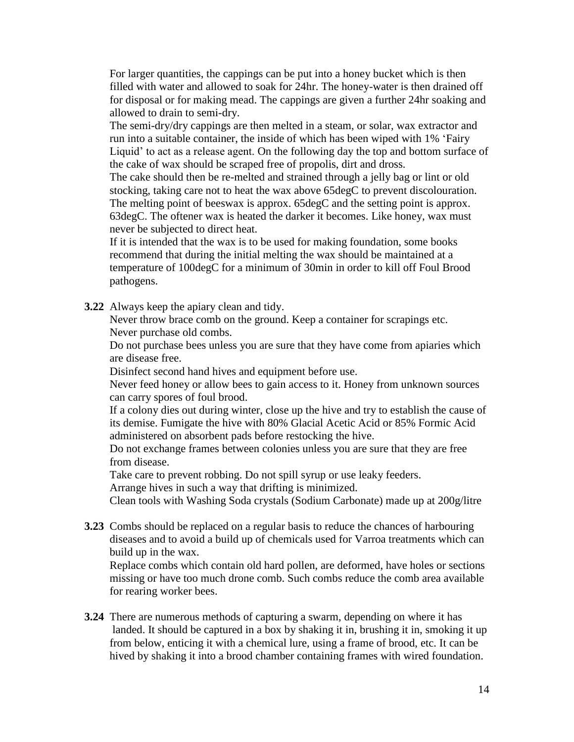For larger quantities, the cappings can be put into a honey bucket which is then filled with water and allowed to soak for 24hr. The honey-water is then drained off for disposal or for making mead. The cappings are given a further 24hr soaking and allowed to drain to semi-dry.

The semi-dry/dry cappings are then melted in a steam, or solar, wax extractor and run into a suitable container, the inside of which has been wiped with 1% 'Fairy Liquid' to act as a release agent. On the following day the top and bottom surface of the cake of wax should be scraped free of propolis, dirt and dross.

The cake should then be re-melted and strained through a jelly bag or lint or old stocking, taking care not to heat the wax above 65degC to prevent discolouration. The melting point of beeswax is approx. 65degC and the setting point is approx. 63degC. The oftener wax is heated the darker it becomes. Like honey, wax must never be subjected to direct heat.

If it is intended that the wax is to be used for making foundation, some books recommend that during the initial melting the wax should be maintained at a temperature of 100degC for a minimum of 30min in order to kill off Foul Brood pathogens.

**3.22** Always keep the apiary clean and tidy.
Never throw brace comb on the ground. Keep a container for scrapings etc.
Never purchase old combs.
Do not purchase bees unless you are sure that they have come from apiaries which are disease free.
Disinfect second hand hives and equipment before use.
Never feed honey or allow bees to gain access to it. Honey from unknown sources can carry spores of foul brood.
If a colony dies out during winter, close up the hive and try to establish the cause of its demise. Fumigate the hive with 80% Glacial Acetic Acid or 85% Formic Acid administered on absorbent pads before restocking the hive.
Do not exchange frames between colonies unless you are sure that they are free from disease.
Take care to prevent robbing. Do not spill syrup or use leaky feeders.
Arrange hives in such a way that drifting is minimized.
Clean tools with Washing Soda crystals (Sodium Carbonate) made up at 200g/litre

**3.23** Combs should be replaced on a regular basis to reduce the chances of harbouring diseases and to avoid a build up of chemicals used for Varroa treatments which can build up in the wax.
Replace combs which contain old hard pollen, are deformed, have holes or sections missing or have too much drone comb. Such combs reduce the comb area available for rearing worker bees.

**3.24** There are numerous methods of capturing a swarm, depending on where it has landed. It should be captured in a box by shaking it in, brushing it in, smoking it up from below, enticing it with a chemical lure, using a frame of brood, etc. It can be hived by shaking it into a brood chamber containing frames with wired foundation.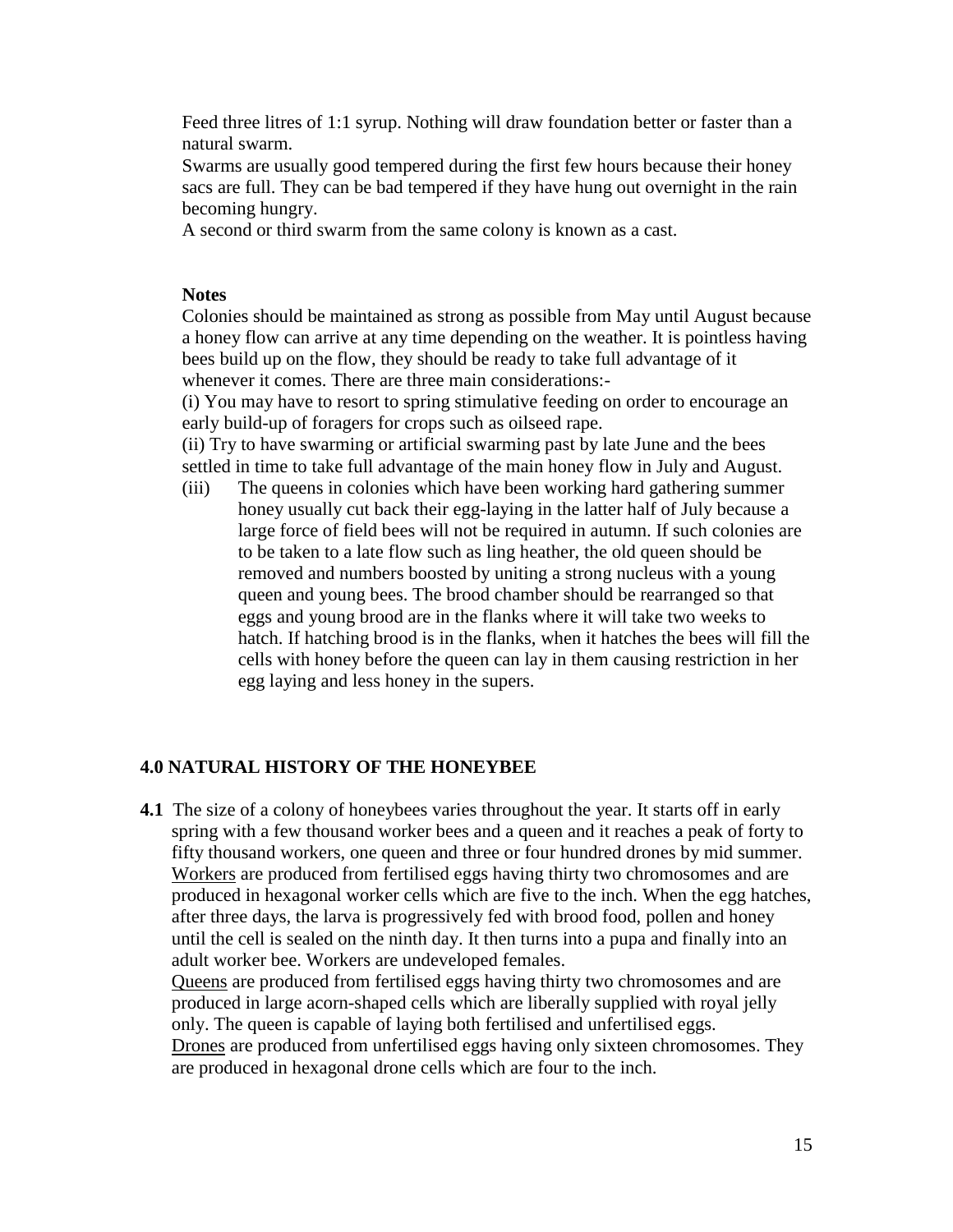Feed three litres of 1:1 syrup. Nothing will draw foundation better or faster than a natural swarm.

Swarms are usually good tempered during the first few hours because their honey sacs are full. They can be bad tempered if they have hung out overnight in the rain becoming hungry.

A second or third swarm from the same colony is known as a cast.

**Notes**

Colonies should be maintained as strong as possible from May until August because a honey flow can arrive at any time depending on the weather. It is pointless having bees build up on the flow, they should be ready to take full advantage of it whenever it comes. There are three main considerations:-

(i) You may have to resort to spring stimulative feeding on order to encourage an early build-up of foragers for crops such as oilseed rape.

(ii) Try to have swarming or artificial swarming past by late June and the bees settled in time to take full advantage of the main honey flow in July and August.

(iii) The queens in colonies which have been working hard gathering summer honey usually cut back their egg-laying in the latter half of July because a large force of field bees will not be required in autumn. If such colonies are to be taken to a late flow such as ling heather, the old queen should be removed and numbers boosted by uniting a strong nucleus with a young queen and young bees. The brood chamber should be rearranged so that eggs and young brood are in the flanks where it will take two weeks to hatch. If hatching brood is in the flanks, when it hatches the bees will fill the cells with honey before the queen can lay in them causing restriction in her egg laying and less honey in the supers.

## 4.0 NATURAL HISTORY OF THE HONEYBEE

**4.1** The size of a colony of honeybees varies throughout the year. It starts off in early spring with a few thousand worker bees and a queen and it reaches a peak of forty to fifty thousand workers, one queen and three or four hundred drones by mid summer. <u>Workers</u> are produced from fertilised eggs having thirty two chromosomes and are produced in hexagonal worker cells which are five to the inch. When the egg hatches, after three days, the larva is progressively fed with brood food, pollen and honey until the cell is sealed on the ninth day. It then turns into a pupa and finally into an adult worker bee. Workers are undeveloped females.

<u>Queens</u> are produced from fertilised eggs having thirty two chromosomes and are produced in large acorn-shaped cells which are liberally supplied with royal jelly only. The queen is capable of laying both fertilised and unfertilised eggs.

<u>Drones</u> are produced from unfertilised eggs having only sixteen chromosomes. They are produced in hexagonal drone cells which are four to the inch.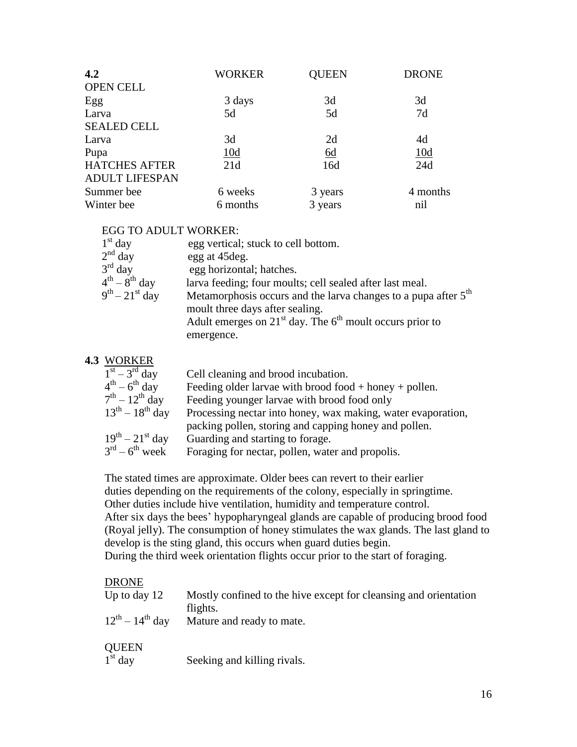| 4.2 | WORKER | QUEEN | DRONE |
|---|---|---|---|
| OPEN CELL | | | |
| Egg | 3 days | 3d | 3d |
| Larva | 5d | 5d | 7d |
| SEALED CELL | | | |
| Larva | 3d | 2d | 4d |
| Pupa | 10d | 6d | 10d |
| HATCHES AFTER | 21d | 16d | 24d |
| ADULT LIFESPAN | | | |
| Summer bee | 6 weeks | 3 years | 4 months |
| Winter bee | 6 months | 3 years | nil |

EGG TO ADULT WORKER:

| | |
|---|---|
| 1st day | egg vertical; stuck to cell bottom. |
| 2nd day | egg at 45deg. |
| 3rd day | egg horizontal; hatches. |
| 4th – 8th day | larva feeding; four moults; cell sealed after last meal. |
| 9th – 21st day | Metamorphosis occurs and the larva changes to a pupa after 5th moult three days after sealing. Adult emerges on 21st day. The 6th moult occurs prior to emergence. |

## 4.3 WORKER

| | |
|---|---|
| 1st – 3rd day | Cell cleaning and brood incubation. |
| 4th – 6th day | Feeding older larvae with brood food + honey + pollen. |
| 7th – 12th day | Feeding younger larvae with brood food only |
| 13th – 18th day | Processing nectar into honey, wax making, water evaporation, packing pollen, storing and capping honey and pollen. |
| 19th – 21st day | Guarding and starting to forage. |
| 3rd – 6th week | Foraging for nectar, pollen, water and propolis. |

The stated times are approximate. Older bees can revert to their earlier duties depending on the requirements of the colony, especially in springtime. Other duties include hive ventilation, humidity and temperature control. After six days the bees' hypopharyngeal glands are capable of producing brood food (Royal jelly). The consumption of honey stimulates the wax glands. The last gland to develop is the sting gland, this occurs when guard duties begin. During the third week orientation flights occur prior to the start of foraging.

DRONE

| | |
|---|---|
| Up to day 12 | Mostly confined to the hive except for cleansing and orientation flights. |
| 12th – 14th day | Mature and ready to mate. |

QUEEN

| | |
|---|---|
| 1st day | Seeking and killing rivals. |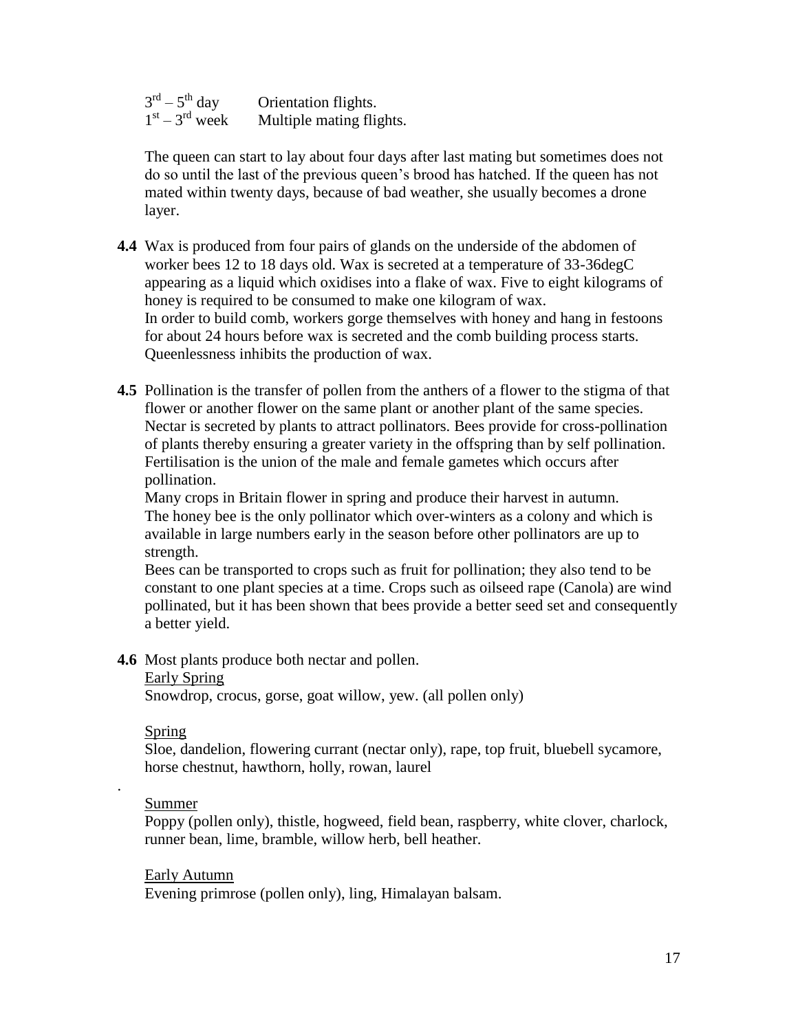| | |
|---|---|
| $3^{rd} – 5^{th}$ day | Orientation flights. |
| $1^{st} – 3^{rd}$ week | Multiple mating flights. |

The queen can start to lay about four days after last mating but sometimes does not do so until the last of the previous queen's brood has hatched. If the queen has not mated within twenty days, because of bad weather, she usually becomes a drone layer.

**4.4** Wax is produced from four pairs of glands on the underside of the abdomen of worker bees 12 to 18 days old. Wax is secreted at a temperature of 33-36degC appearing as a liquid which oxidises into a flake of wax. Five to eight kilograms of honey is required to be consumed to make one kilogram of wax.
In order to build comb, workers gorge themselves with honey and hang in festoons for about 24 hours before wax is secreted and the comb building process starts. Queenlessness inhibits the production of wax.

**4.5** Pollination is the transfer of pollen from the anthers of a flower to the stigma of that flower or another flower on the same plant or another plant of the same species. Nectar is secreted by plants to attract pollinators. Bees provide for cross-pollination of plants thereby ensuring a greater variety in the offspring than by self pollination. Fertilisation is the union of the male and female gametes which occurs after pollination.
Many crops in Britain flower in spring and produce their harvest in autumn.
The honey bee is the only pollinator which over-winters as a colony and which is available in large numbers early in the season before other pollinators are up to strength.
Bees can be transported to crops such as fruit for pollination; they also tend to be constant to one plant species at a time. Crops such as oilseed rape (Canola) are wind pollinated, but it has been shown that bees provide a better seed set and consequently a better yield.

**4.6** Most plants produce both nectar and pollen.

Early Spring
Snowdrop, crocus, gorse, goat willow, yew. (all pollen only)

Spring
Sloe, dandelion, flowering currant (nectar only), rape, top fruit, bluebell sycamore, horse chestnut, hawthorn, holly, rowan, laurel

Summer
Poppy (pollen only), thistle, hogweed, field bean, raspberry, white clover, charlock, runner bean, lime, bramble, willow herb, bell heather.

Early Autumn
Evening primrose (pollen only), ling, Himalayan balsam.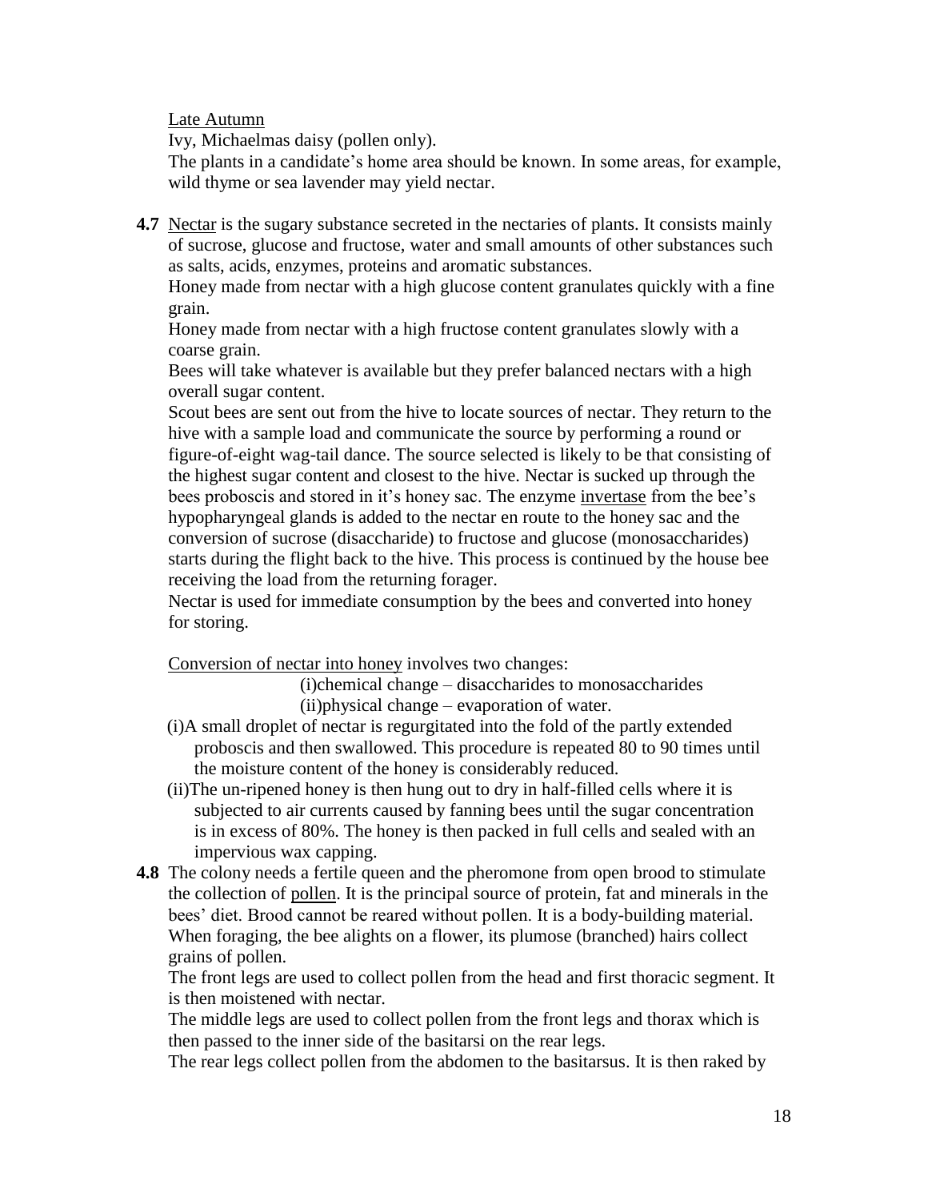Late Autumn

Ivy, Michaelmas daisy (pollen only).

The plants in a candidate's home area should be known. In some areas, for example, wild thyme or sea lavender may yield nectar.

**4.7** Nectar is the sugary substance secreted in the nectaries of plants. It consists mainly of sucrose, glucose and fructose, water and small amounts of other substances such as salts, acids, enzymes, proteins and aromatic substances.

Honey made from nectar with a high glucose content granulates quickly with a fine grain.

Honey made from nectar with a high fructose content granulates slowly with a coarse grain.

Bees will take whatever is available but they prefer balanced nectars with a high overall sugar content.

Scout bees are sent out from the hive to locate sources of nectar. They return to the hive with a sample load and communicate the source by performing a round or figure-of-eight wag-tail dance. The source selected is likely to be that consisting of the highest sugar content and closest to the hive. Nectar is sucked up through the bees proboscis and stored in it's honey sac. The enzyme invertase from the bee's hypopharyngeal glands is added to the nectar en route to the honey sac and the conversion of sucrose (disaccharide) to fructose and glucose (monosaccharides) starts during the flight back to the hive. This process is continued by the house bee receiving the load from the returning forager.

Nectar is used for immediate consumption by the bees and converted into honey for storing.

Conversion of nectar into honey involves two changes:

(i)chemical change – disaccharides to monosaccharides
(ii)physical change – evaporation of water.

(i)A small droplet of nectar is regurgitated into the fold of the partly extended proboscis and then swallowed. This procedure is repeated 80 to 90 times until the moisture content of the honey is considerably reduced.

(ii)The un-ripened honey is then hung out to dry in half-filled cells where it is subjected to air currents caused by fanning bees until the sugar concentration is in excess of 80%. The honey is then packed in full cells and sealed with an impervious wax capping.

**4.8** The colony needs a fertile queen and the pheromone from open brood to stimulate the collection of pollen. It is the principal source of protein, fat and minerals in the bees' diet. Brood cannot be reared without pollen. It is a body-building material. When foraging, the bee alights on a flower, its plumose (branched) hairs collect grains of pollen.

The front legs are used to collect pollen from the head and first thoracic segment. It is then moistened with nectar.

The middle legs are used to collect pollen from the front legs and thorax which is then passed to the inner side of the basitarsi on the rear legs.

The rear legs collect pollen from the abdomen to the basitarsus. It is then raked by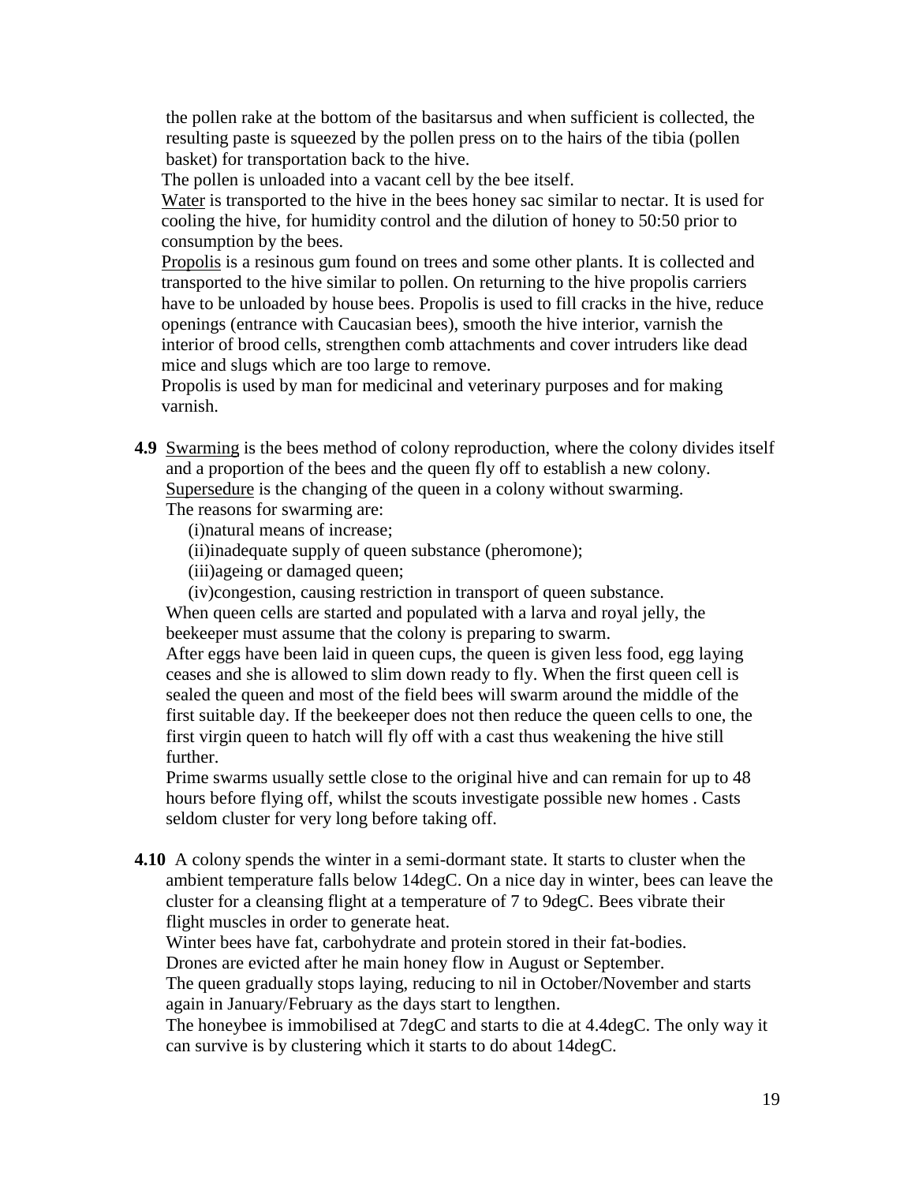the pollen rake at the bottom of the basitarsus and when sufficient is collected, the resulting paste is squeezed by the pollen press on to the hairs of the tibia (pollen basket) for transportation back to the hive.

The pollen is unloaded into a vacant cell by the bee itself.

<u>Water</u> is transported to the hive in the bees honey sac similar to nectar. It is used for cooling the hive, for humidity control and the dilution of honey to 50:50 prior to consumption by the bees.

<u>Propolis</u> is a resinous gum found on trees and some other plants. It is collected and transported to the hive similar to pollen. On returning to the hive propolis carriers have to be unloaded by house bees. Propolis is used to fill cracks in the hive, reduce openings (entrance with Caucasian bees), smooth the hive interior, varnish the interior of brood cells, strengthen comb attachments and cover intruders like dead mice and slugs which are too large to remove.

Propolis is used by man for medicinal and veterinary purposes and for making varnish.

**4.9** <u>Swarming</u> is the bees method of colony reproduction, where the colony divides itself and a proportion of the bees and the queen fly off to establish a new colony.

<u>Supersedure</u> is the changing of the queen in a colony without swarming.

The reasons for swarming are:

(i)natural means of increase;

(ii)inadequate supply of queen substance (pheromone);

(iii)ageing or damaged queen;

(iv)congestion, causing restriction in transport of queen substance.

When queen cells are started and populated with a larva and royal jelly, the beekeeper must assume that the colony is preparing to swarm.

After eggs have been laid in queen cups, the queen is given less food, egg laying ceases and she is allowed to slim down ready to fly. When the first queen cell is sealed the queen and most of the field bees will swarm around the middle of the first suitable day. If the beekeeper does not then reduce the queen cells to one, the first virgin queen to hatch will fly off with a cast thus weakening the hive still further.

Prime swarms usually settle close to the original hive and can remain for up to 48 hours before flying off, whilst the scouts investigate possible new homes . Casts seldom cluster for very long before taking off.

**4.10** A colony spends the winter in a semi-dormant state. It starts to cluster when the ambient temperature falls below 14degC. On a nice day in winter, bees can leave the cluster for a cleansing flight at a temperature of 7 to 9degC. Bees vibrate their flight muscles in order to generate heat.

Winter bees have fat, carbohydrate and protein stored in their fat-bodies.

Drones are evicted after he main honey flow in August or September.

The queen gradually stops laying, reducing to nil in October/November and starts again in January/February as the days start to lengthen.

The honeybee is immobilised at 7degC and starts to die at 4.4degC. The only way it can survive is by clustering which it starts to do about 14degC.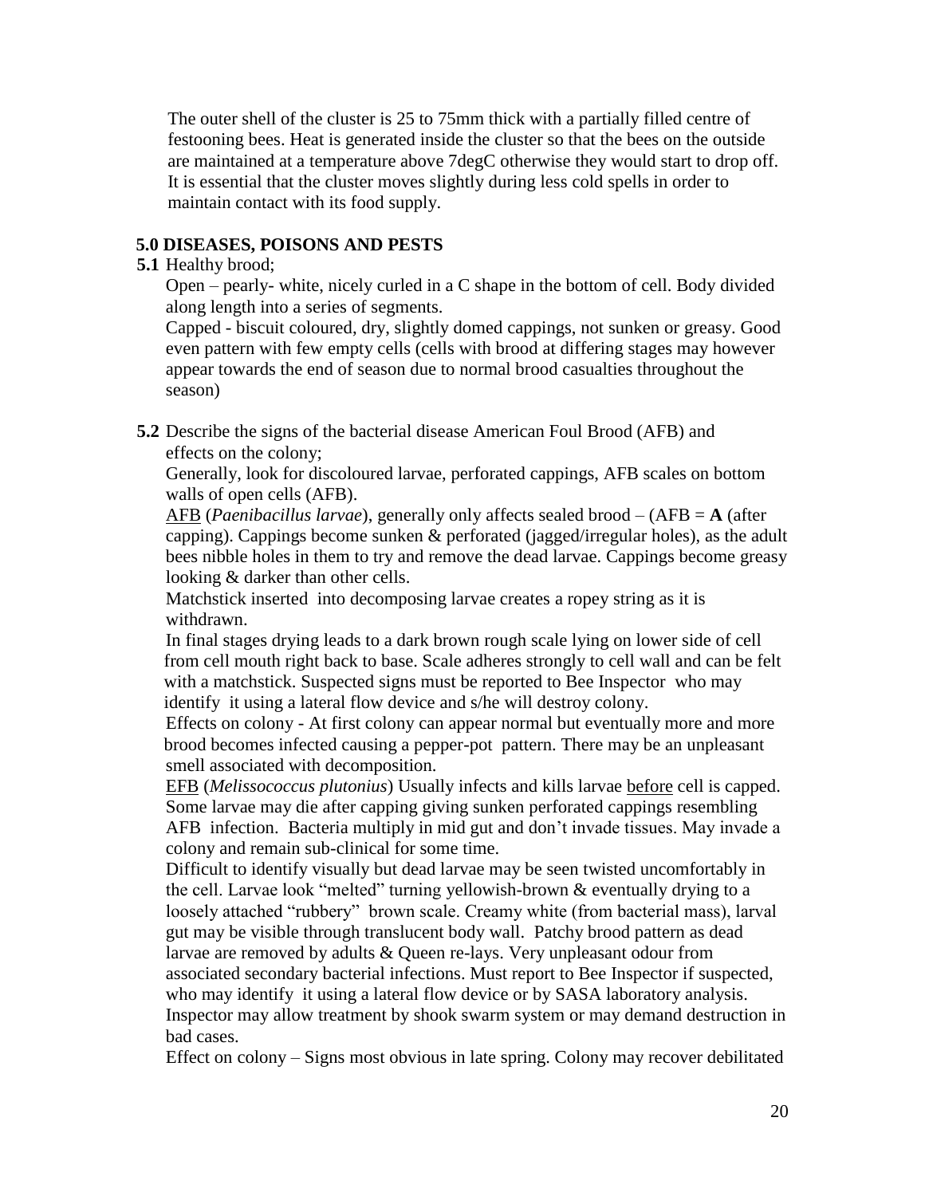The outer shell of the cluster is 25 to 75mm thick with a partially filled centre of festooning bees. Heat is generated inside the cluster so that the bees on the outside are maintained at a temperature above 7degC otherwise they would start to drop off. It is essential that the cluster moves slightly during less cold spells in order to maintain contact with its food supply.

## 5.0 DISEASES, POISONS AND PESTS

**5.1** Healthy brood;

Open – pearly- white, nicely curled in a C shape in the bottom of cell. Body divided along length into a series of segments.

Capped - biscuit coloured, dry, slightly domed cappings, not sunken or greasy. Good even pattern with few empty cells (cells with brood at differing stages may however appear towards the end of season due to normal brood casualties throughout the season)

**5.2** Describe the signs of the bacterial disease American Foul Brood (AFB) and effects on the colony;

Generally, look for discoloured larvae, perforated cappings, AFB scales on bottom walls of open cells (AFB).

<u>AFB</u> (*Paenibacillus larvae*), generally only affects sealed brood – (AFB = **A** (after capping). Cappings become sunken & perforated (jagged/irregular holes), as the adult bees nibble holes in them to try and remove the dead larvae. Cappings become greasy looking & darker than other cells.

Matchstick inserted into decomposing larvae creates a ropey string as it is withdrawn.

In final stages drying leads to a dark brown rough scale lying on lower side of cell from cell mouth right back to base. Scale adheres strongly to cell wall and can be felt with a matchstick. Suspected signs must be reported to Bee Inspector who may identify it using a lateral flow device and s/he will destroy colony.

Effects on colony - At first colony can appear normal but eventually more and more brood becomes infected causing a pepper-pot pattern. There may be an unpleasant smell associated with decomposition.

<u>EFB</u> (*Melissococcus plutonius*) Usually infects and kills larvae <u>before</u> cell is capped. Some larvae may die after capping giving sunken perforated cappings resembling AFB infection. Bacteria multiply in mid gut and don't invade tissues. May invade a colony and remain sub-clinical for some time.

Difficult to identify visually but dead larvae may be seen twisted uncomfortably in the cell. Larvae look "melted" turning yellowish-brown & eventually drying to a loosely attached "rubbery" brown scale. Creamy white (from bacterial mass), larval gut may be visible through translucent body wall. Patchy brood pattern as dead larvae are removed by adults & Queen re-lays. Very unpleasant odour from associated secondary bacterial infections. Must report to Bee Inspector if suspected, who may identify it using a lateral flow device or by SASA laboratory analysis. Inspector may allow treatment by shook swarm system or may demand destruction in bad cases.

Effect on colony – Signs most obvious in late spring. Colony may recover debilitated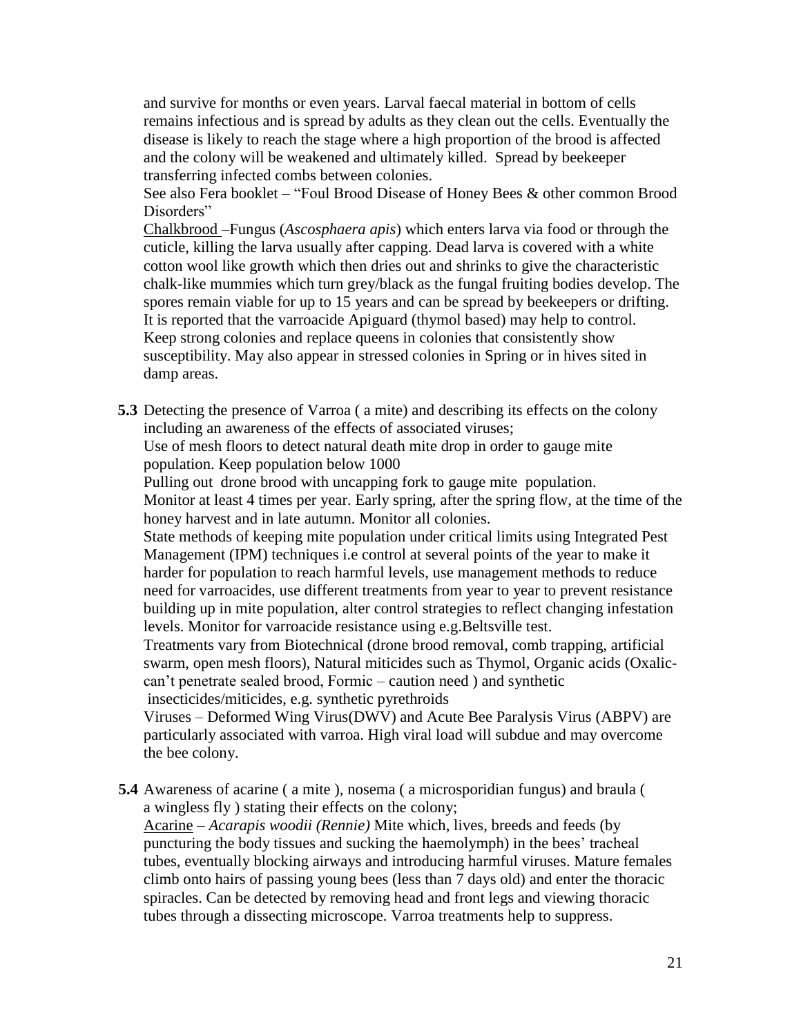and survive for months or even years. Larval faecal material in bottom of cells remains infectious and is spread by adults as they clean out the cells. Eventually the disease is likely to reach the stage where a high proportion of the brood is affected and the colony will be weakened and ultimately killed. Spread by beekeeper transferring infected combs between colonies.

See also Fera booklet – "Foul Brood Disease of Honey Bees & other common Brood Disorders"

Chalkbrood –Fungus (*Ascosphaera apis*) which enters larva via food or through the cuticle, killing the larva usually after capping. Dead larva is covered with a white cotton wool like growth which then dries out and shrinks to give the characteristic chalk-like mummies which turn grey/black as the fungal fruiting bodies develop. The spores remain viable for up to 15 years and can be spread by beekeepers or drifting. It is reported that the varroacide Apiguard (thymol based) may help to control. Keep strong colonies and replace queens in colonies that consistently show susceptibility. May also appear in stressed colonies in Spring or in hives sited in damp areas.

**5.3** Detecting the presence of Varroa ( a mite) and describing its effects on the colony including an awareness of the effects of associated viruses;

Use of mesh floors to detect natural death mite drop in order to gauge mite population. Keep population below 1000

Pulling out drone brood with uncapping fork to gauge mite population.

Monitor at least 4 times per year. Early spring, after the spring flow, at the time of the honey harvest and in late autumn. Monitor all colonies.

State methods of keeping mite population under critical limits using Integrated Pest Management (IPM) techniques i.e control at several points of the year to make it harder for population to reach harmful levels, use management methods to reduce need for varroacides, use different treatments from year to year to prevent resistance building up in mite population, alter control strategies to reflect changing infestation levels. Monitor for varroacide resistance using e.g.Beltsville test.

Treatments vary from Biotechnical (drone brood removal, comb trapping, artificial swarm, open mesh floors), Natural miticides such as Thymol, Organic acids (Oxalic-can't penetrate sealed brood, Formic – caution need ) and synthetic insecticides/miticides, e.g. synthetic pyrethroids

Viruses – Deformed Wing Virus(DWV) and Acute Bee Paralysis Virus (ABPV) are particularly associated with varroa. High viral load will subdue and may overcome the bee colony.

**5.4** Awareness of acarine ( a mite ), nosema ( a microsporidian fungus) and braula ( a wingless fly ) stating their effects on the colony;

Acarine – *Acarapis woodii (Rennie)* Mite which, lives, breeds and feeds (by puncturing the body tissues and sucking the haemolymph) in the bees' tracheal tubes, eventually blocking airways and introducing harmful viruses. Mature females climb onto hairs of passing young bees (less than 7 days old) and enter the thoracic spiracles. Can be detected by removing head and front legs and viewing thoracic tubes through a dissecting microscope. Varroa treatments help to suppress.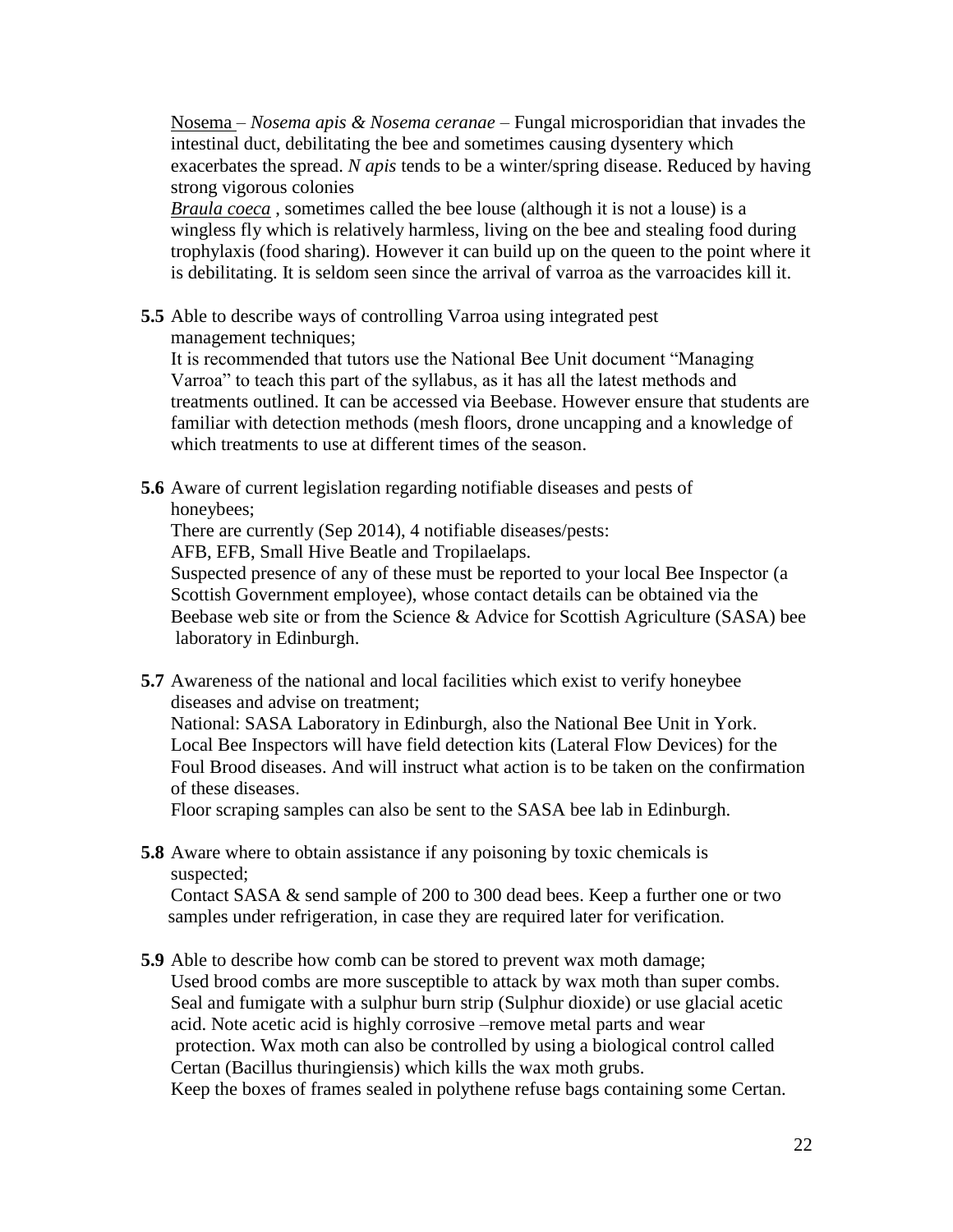Nosema – *Nosema apis & Nosema ceranae* – Fungal microsporidian that invades the intestinal duct, debilitating the bee and sometimes causing dysentery which exacerbates the spread. *N apis* tends to be a winter/spring disease. Reduced by having strong vigorous colonies

*Braula coeca* , sometimes called the bee louse (although it is not a louse) is a wingless fly which is relatively harmless, living on the bee and stealing food during trophylaxis (food sharing). However it can build up on the queen to the point where it is debilitating. It is seldom seen since the arrival of varroa as the varroacides kill it.

**5.5** Able to describe ways of controlling Varroa using integrated pest management techniques;

It is recommended that tutors use the National Bee Unit document "Managing Varroa" to teach this part of the syllabus, as it has all the latest methods and treatments outlined. It can be accessed via Beebase. However ensure that students are familiar with detection methods (mesh floors, drone uncapping and a knowledge of which treatments to use at different times of the season.

**5.6** Aware of current legislation regarding notifiable diseases and pests of honeybees;

There are currently (Sep 2014), 4 notifiable diseases/pests:

AFB, EFB, Small Hive Beatle and Tropilaelaps.

Suspected presence of any of these must be reported to your local Bee Inspector (a Scottish Government employee), whose contact details can be obtained via the Beebase web site or from the Science & Advice for Scottish Agriculture (SASA) bee laboratory in Edinburgh.

**5.7** Awareness of the national and local facilities which exist to verify honeybee diseases and advise on treatment;

National: SASA Laboratory in Edinburgh, also the National Bee Unit in York. Local Bee Inspectors will have field detection kits (Lateral Flow Devices) for the Foul Brood diseases. And will instruct what action is to be taken on the confirmation of these diseases.

Floor scraping samples can also be sent to the SASA bee lab in Edinburgh.

**5.8** Aware where to obtain assistance if any poisoning by toxic chemicals is suspected;

Contact SASA & send sample of 200 to 300 dead bees. Keep a further one or two samples under refrigeration, in case they are required later for verification.

**5.9** Able to describe how comb can be stored to prevent wax moth damage;

Used brood combs are more susceptible to attack by wax moth than super combs. Seal and fumigate with a sulphur burn strip (Sulphur dioxide) or use glacial acetic acid. Note acetic acid is highly corrosive –remove metal parts and wear protection. Wax moth can also be controlled by using a biological control called Certan (Bacillus thuringiensis) which kills the wax moth grubs.

Keep the boxes of frames sealed in polythene refuse bags containing some Certan.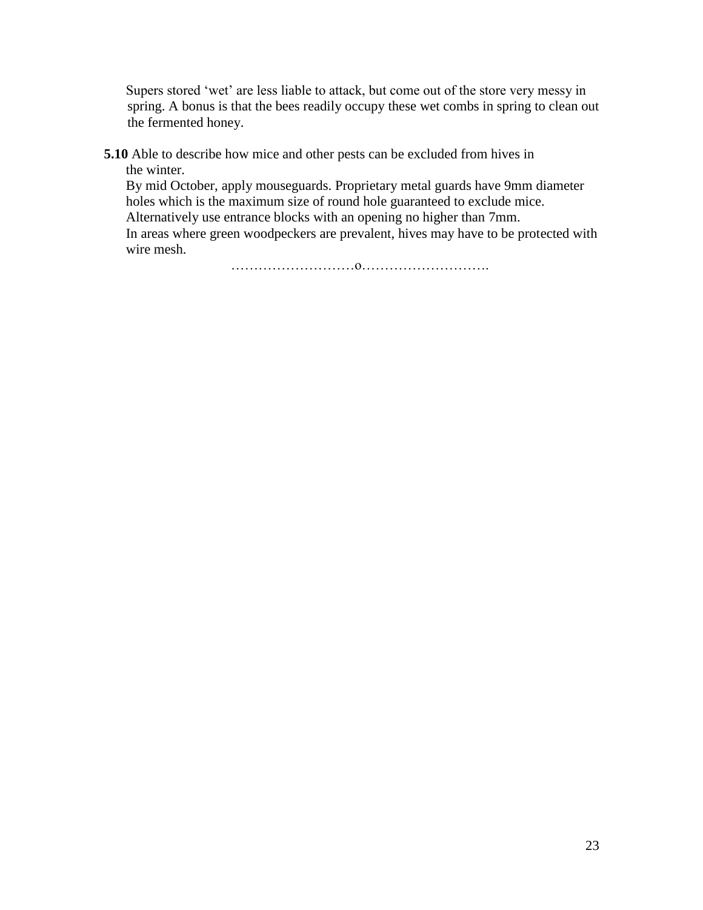Supers stored 'wet' are less liable to attack, but come out of the store very messy in spring. A bonus is that the bees readily occupy these wet combs in spring to clean out the fermented honey.

**5.10** Able to describe how mice and other pests can be excluded from hives in the winter.

By mid October, apply mouseguards. Proprietary metal guards have 9mm diameter holes which is the maximum size of round hole guaranteed to exclude mice. Alternatively use entrance blocks with an opening no higher than 7mm.

In areas where green woodpeckers are prevalent, hives may have to be protected with wire mesh.

………………………o……………………….